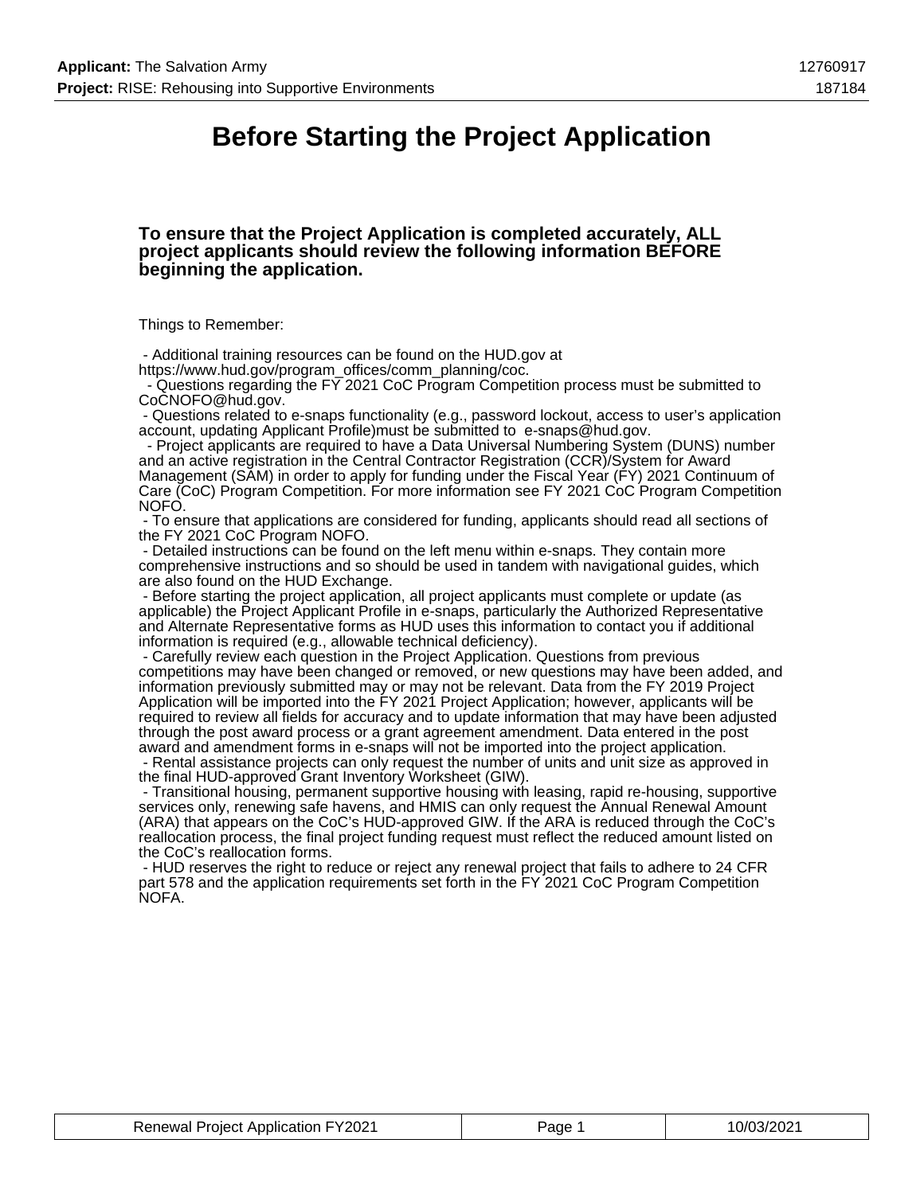# Before Starting the Project Application

**To ensure that the Project Application is completed accurately, ALL project applicants should review the following information BEFORE beginning the application.**

Things to Remember:

- Additional training resources can be found on the HUD.gov at https://www.hud.gov/program_offices/comm_planning/coc.
- Questions regarding the FY 2021 CoC Program Competition process must be submitted to CoCNOFO@hud.gov.
- Questions related to e-snaps functionality (e.g., password lockout, access to user's application account, updating Applicant Profile)must be submitted to e-snaps@hud.gov.
- Project applicants are required to have a Data Universal Numbering System (DUNS) number and an active registration in the Central Contractor Registration (CCR)/System for Award Management (SAM) in order to apply for funding under the Fiscal Year (FY) 2021 Continuum of Care (CoC) Program Competition. For more information see FY 2021 CoC Program Competition NOFO.
- To ensure that applications are considered for funding, applicants should read all sections of the FY 2021 CoC Program NOFO.
- Detailed instructions can be found on the left menu within e-snaps. They contain more comprehensive instructions and so should be used in tandem with navigational guides, which are also found on the HUD Exchange.
- Before starting the project application, all project applicants must complete or update (as applicable) the Project Applicant Profile in e-snaps, particularly the Authorized Representative and Alternate Representative forms as HUD uses this information to contact you if additional information is required (e.g., allowable technical deficiency).
- Carefully review each question in the Project Application. Questions from previous competitions may have been changed or removed, or new questions may have been added, and information previously submitted may or may not be relevant. Data from the FY 2019 Project Application will be imported into the FY 2021 Project Application; however, applicants will be required to review all fields for accuracy and to update information that may have been adjusted through the post award process or a grant agreement amendment. Data entered in the post award and amendment forms in e-snaps will not be imported into the project application.
- Rental assistance projects can only request the number of units and unit size as approved in the final HUD-approved Grant Inventory Worksheet (GIW).
- Transitional housing, permanent supportive housing with leasing, rapid re-housing, supportive services only, renewing safe havens, and HMIS can only request the Annual Renewal Amount (ARA) that appears on the CoC's HUD-approved GIW. If the ARA is reduced through the CoC's reallocation process, the final project funding request must reflect the reduced amount listed on the CoC's reallocation forms.
- HUD reserves the right to reduce or reject any renewal project that fails to adhere to 24 CFR part 578 and the application requirements set forth in the FY 2021 CoC Program Competition NOFA.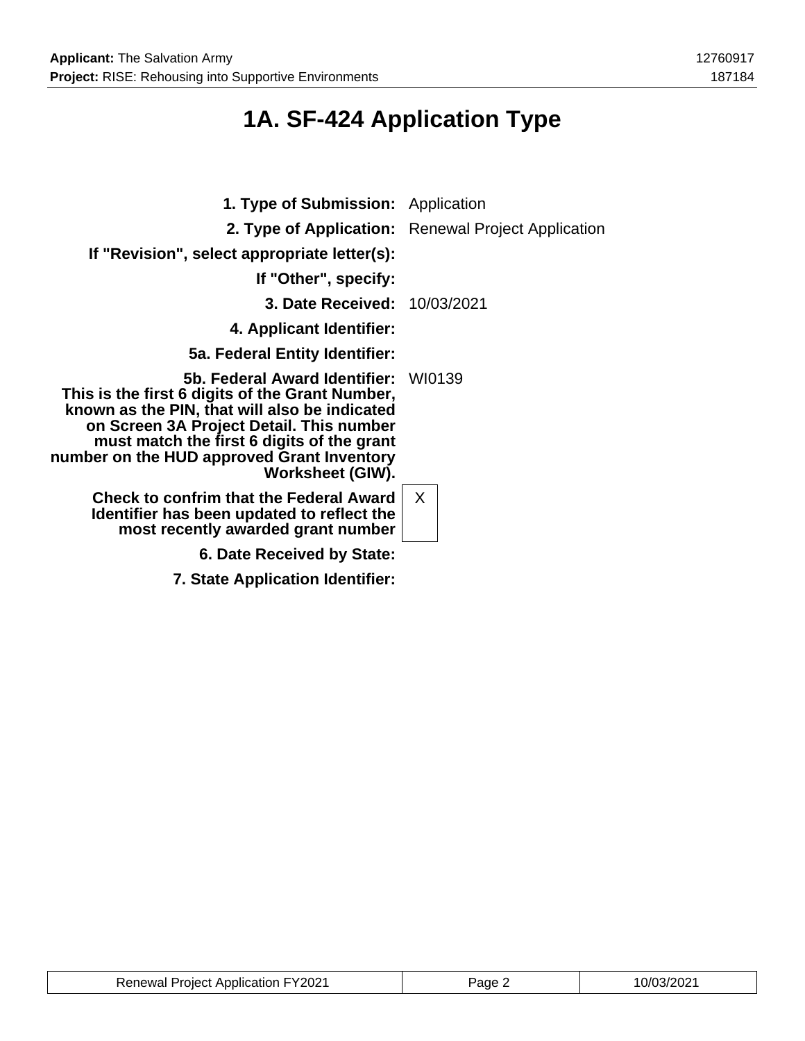# 1A. SF-424 Application Type

| | |
|---|---|
| **1. Type of Submission:** | Application |
| **2. Type of Application:** | Renewal Project Application |
| **If "Revision", select appropriate letter(s):** | |
| **If "Other", specify:** | |
| **3. Date Received:** | 10/03/2021 |
| **4. Applicant Identifier:** | |
| **5a. Federal Entity Identifier:** | |
| **5b. Federal Award Identifier: This is the first 6 digits of the Grant Number, known as the PIN, that will also be indicated on Screen 3A Project Detail. This number must match the first 6 digits of the grant number on the HUD approved Grant Inventory Worksheet (GIW).** | WI0139 |
| **Check to confrim that the Federal Award Identifier has been updated to reflect the most recently awarded grant number** | X |
| **6. Date Received by State:** | |
| **7. State Application Identifier:** | |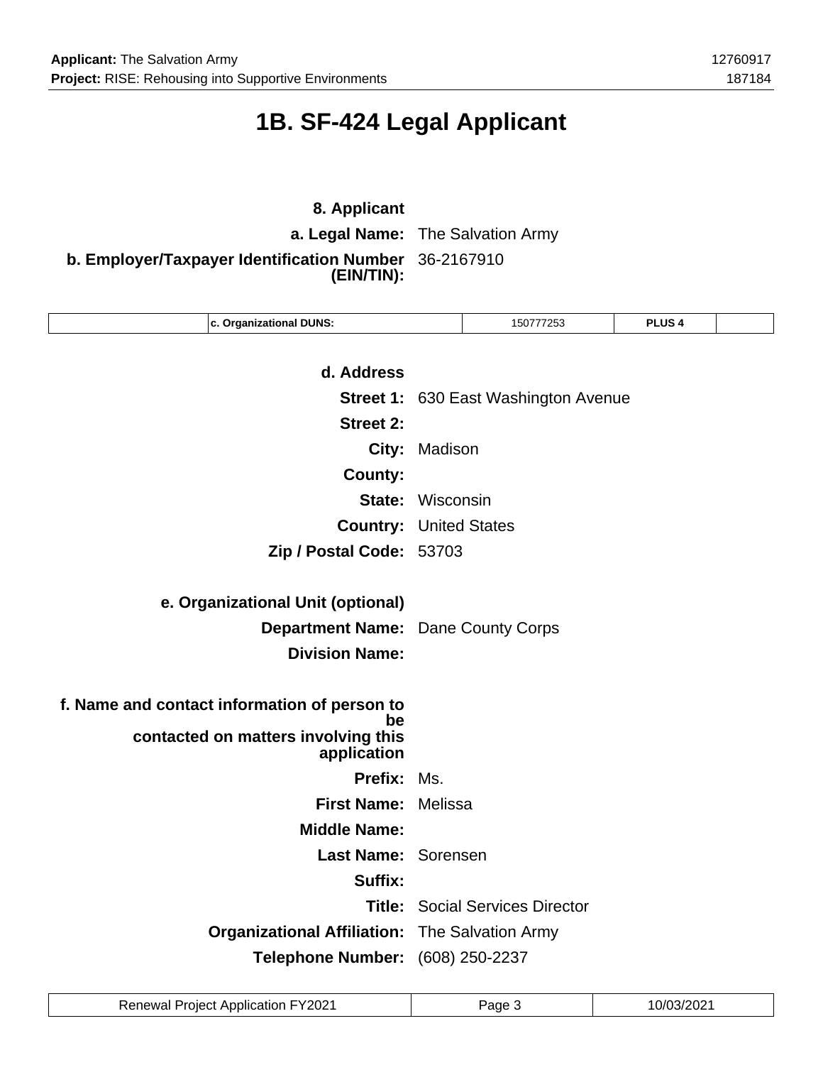# 1B. SF-424 Legal Applicant

**8. Applicant**

**a. Legal Name:** The Salvation Army

**b. Employer/Taxpayer Identification Number (EIN/TIN):** 36-2167910

| | c. Organizational DUNS: | 150777253 | PLUS 4 | |
|---|---|---|---|---|

**d. Address**

**Street 1:** 630 East Washington Avenue

**Street 2:**

**City:** Madison

**County:**

**State:** Wisconsin

**Country:** United States

**Zip / Postal Code:** 53703

**e. Organizational Unit (optional)**

**Department Name:** Dane County Corps

**Division Name:**

**f. Name and contact information of person to be contacted on matters involving this application**

**Prefix:** Ms.

**First Name:** Melissa

**Middle Name:**

**Last Name:** Sorensen

**Suffix:**

**Title:** Social Services Director

**Organizational Affiliation:** The Salvation Army

**Telephone Number:** (608) 250-2237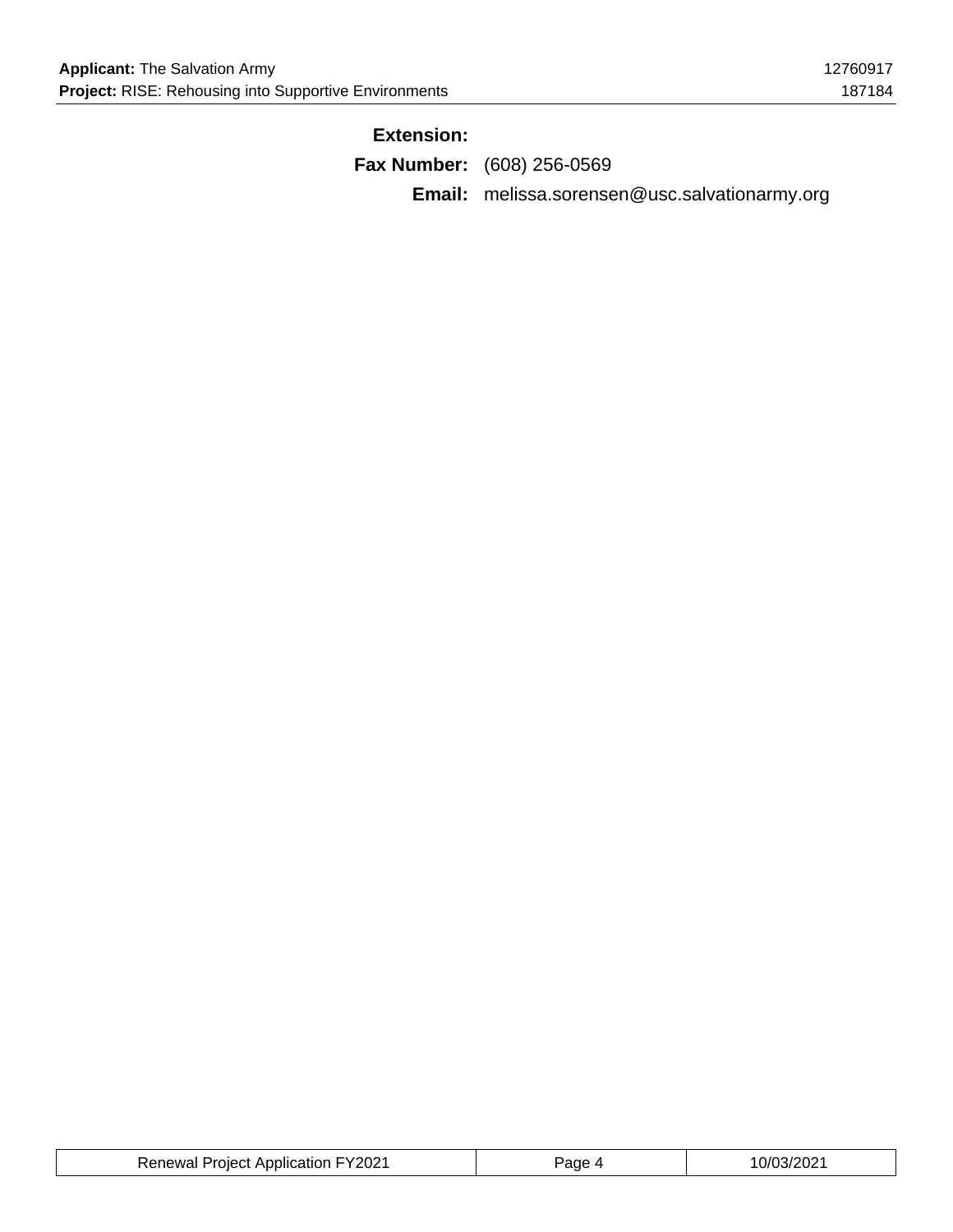**Extension:**

**Fax Number:** (608) 256-0569

**Email:** melissa.sorensen@usc.salvationarmy.org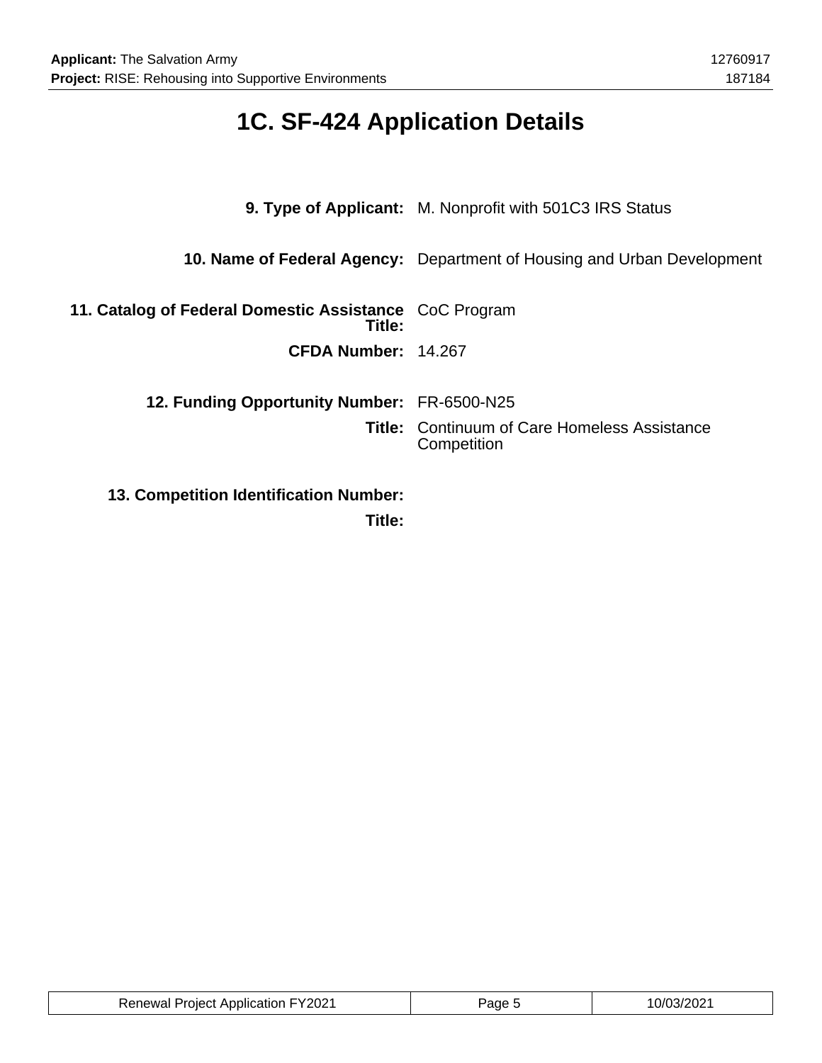# 1C. SF-424 Application Details

**9. Type of Applicant:** M. Nonprofit with 501C3 IRS Status

**10. Name of Federal Agency:** Department of Housing and Urban Development

**11. Catalog of Federal Domestic Assistance Title:** CoC Program

**CFDA Number:** 14.267

**12. Funding Opportunity Number:** FR-6500-N25

**Title:** Continuum of Care Homeless Assistance Competition

**13. Competition Identification Number:**

**Title:**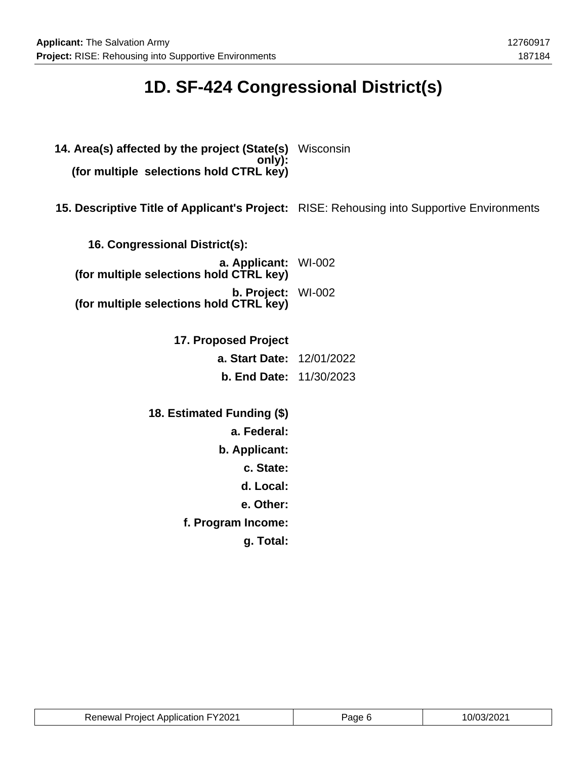# 1D. SF-424 Congressional District(s)

| | |
|---|---|
| **14. Area(s) affected by the project (State(s) only): (for multiple selections hold CTRL key)** | Wisconsin |
| **15. Descriptive Title of Applicant's Project:** | RISE: Rehousing into Supportive Environments |
| **16. Congressional District(s):** | |
| **a. Applicant: (for multiple selections hold CTRL key)** | WI-002 |
| **b. Project: (for multiple selections hold CTRL key)** | WI-002 |
| **17. Proposed Project** | |
| **a. Start Date:** | 12/01/2022 |
| **b. End Date:** | 11/30/2023 |
| **18. Estimated Funding ($)** | |
| **a. Federal:** | |
| **b. Applicant:** | |
| **c. State:** | |
| **d. Local:** | |
| **e. Other:** | |
| **f. Program Income:** | |
| **g. Total:** | |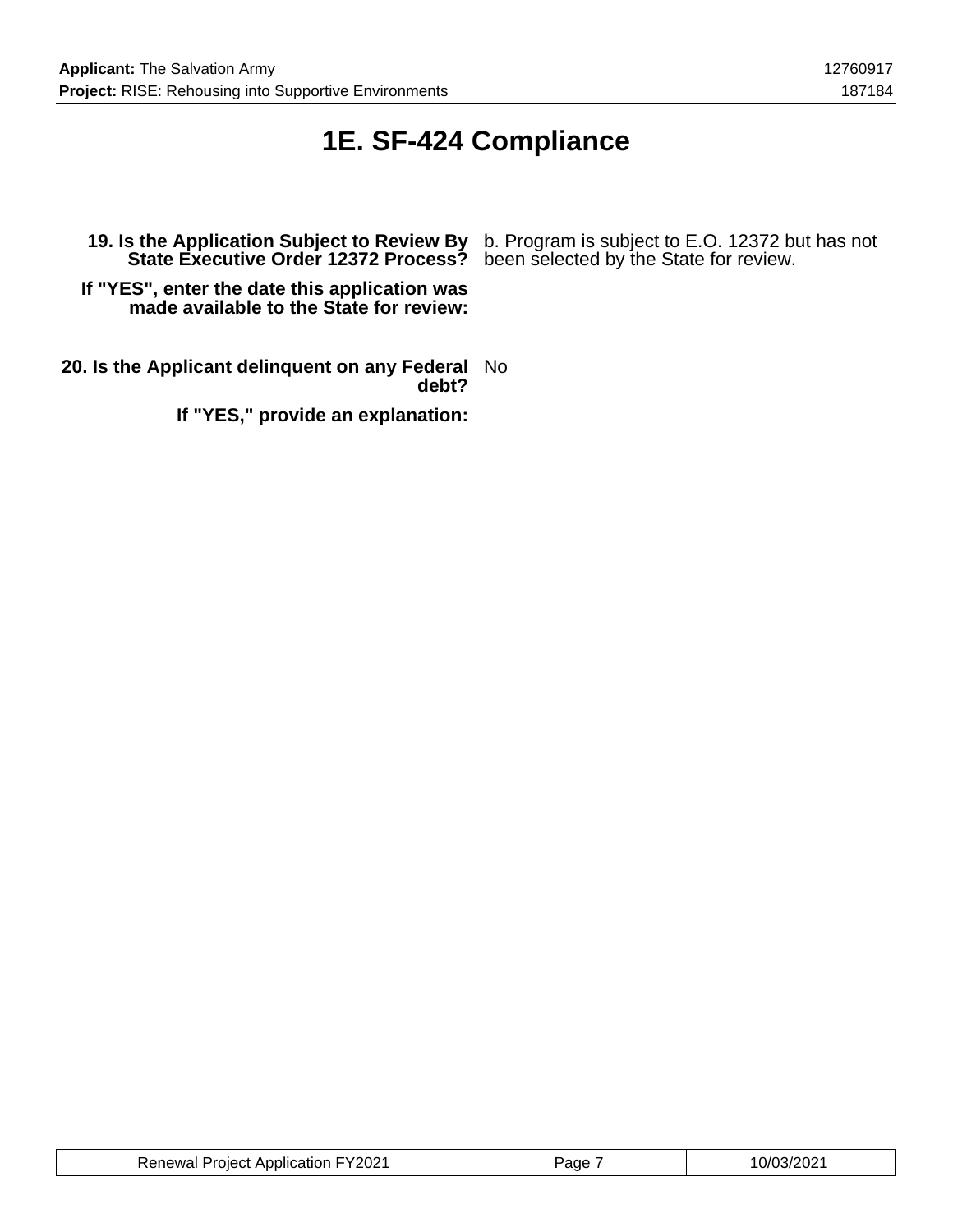# 1E. SF-424 Compliance

**19. Is the Application Subject to Review By State Executive Order 12372 Process?** b. Program is subject to E.O. 12372 but has not been selected by the State for review.

**If "YES", enter the date this application was made available to the State for review:**

**20. Is the Applicant delinquent on any Federal debt?** No

**If "YES," provide an explanation:**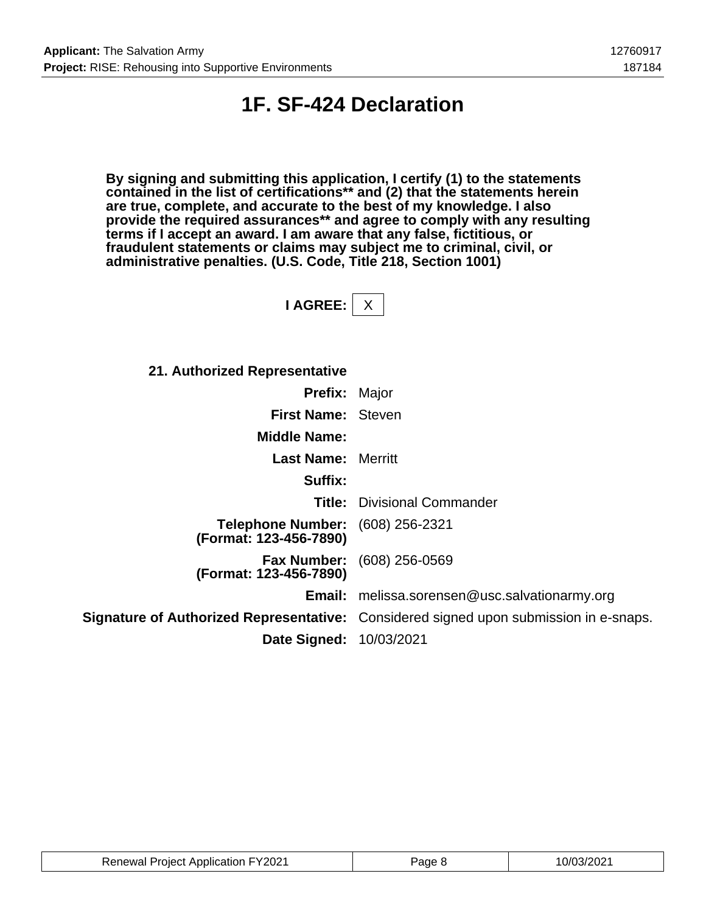# 1F. SF-424 Declaration

**By signing and submitting this application, I certify (1) to the statements contained in the list of certifications** and (2) that the statements herein are true, complete, and accurate to the best of my knowledge. I also provide the required assurances** and agree to comply with any resulting terms if I accept an award. I am aware that any false, fictitious, or fraudulent statements or claims may subject me to criminal, civil, or administrative penalties. (U.S. Code, Title 218, Section 1001)**

**I AGREE:** X

**21. Authorized Representative**

| | |
|---|---|
| **Prefix:** | Major |
| **First Name:** | Steven |
| **Middle Name:** | |
| **Last Name:** | Merritt |
| **Suffix:** | |
| **Title:** | Divisional Commander |
| **Telephone Number: (Format: 123-456-7890)** | (608) 256-2321 |
| **Fax Number: (Format: 123-456-7890)** | (608) 256-0569 |
| **Email:** | melissa.sorensen@usc.salvationarmy.org |
| **Signature of Authorized Representative:** | Considered signed upon submission in e-snaps. |
| **Date Signed:** | 10/03/2021 |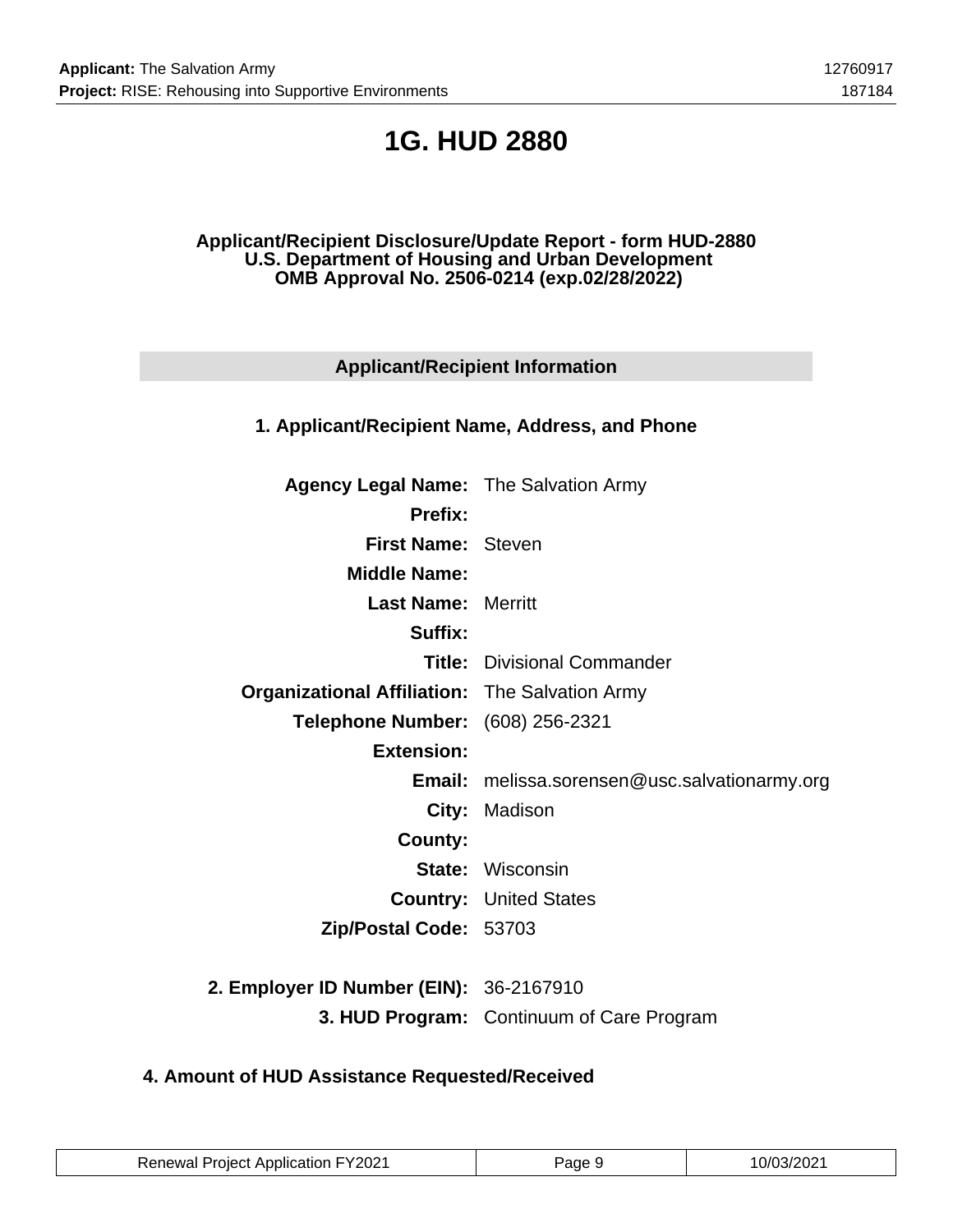# 1G. HUD 2880

**Applicant/Recipient Disclosure/Update Report - form HUD-2880**
**U.S. Department of Housing and Urban Development**
**OMB Approval No. 2506-0214 (exp.02/28/2022)**

## Applicant/Recipient Information

### 1. Applicant/Recipient Name, Address, and Phone

| | |
|---|---|
| **Agency Legal Name:** | The Salvation Army |
| **Prefix:** | |
| **First Name:** | Steven |
| **Middle Name:** | |
| **Last Name:** | Merritt |
| **Suffix:** | |
| **Title:** | Divisional Commander |
| **Organizational Affiliation:** | The Salvation Army |
| **Telephone Number:** | (608) 256-2321 |
| **Extension:** | |
| **Email:** | melissa.sorensen@usc.salvationarmy.org |
| **City:** | Madison |
| **County:** | |
| **State:** | Wisconsin |
| **Country:** | United States |
| **Zip/Postal Code:** | 53703 |
| | |
| **2. Employer ID Number (EIN):** | 36-2167910 |
| **3. HUD Program:** | Continuum of Care Program |

### 4. Amount of HUD Assistance Requested/Received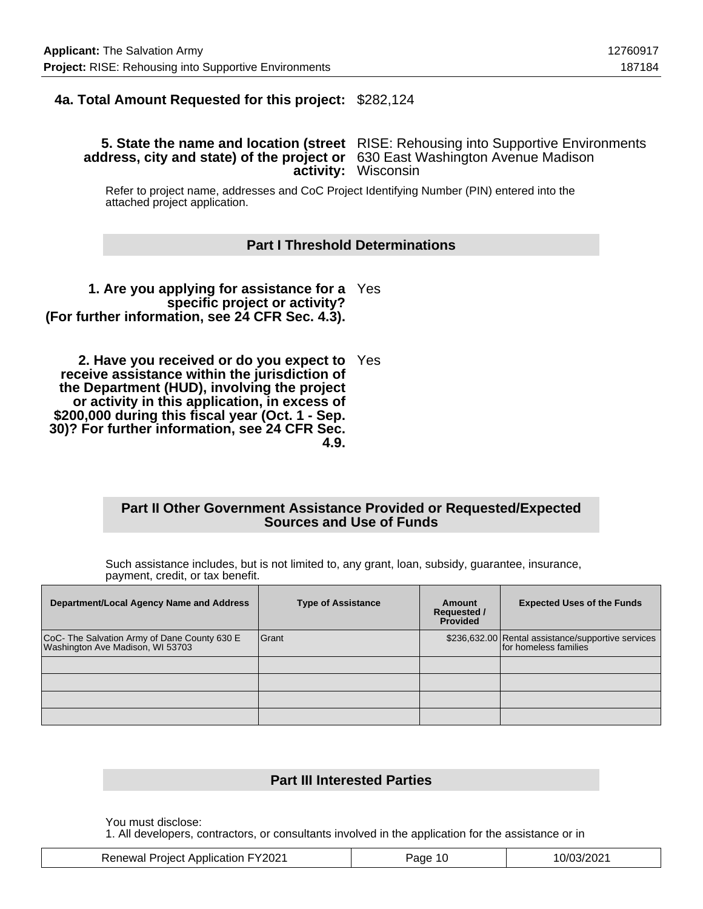**4a. Total Amount Requested for this project:** $282,124

**5. State the name and location (street address, city and state) of the project or activity:** RISE: Rehousing into Supportive Environments 630 East Washington Avenue Madison Wisconsin

Refer to project name, addresses and CoC Project Identifying Number (PIN) entered into the attached project application.

## Part I Threshold Determinations

**1. Are you applying for assistance for a specific project or activity? (For further information, see 24 CFR Sec. 4.3).** Yes

**2. Have you received or do you expect to receive assistance within the jurisdiction of the Department (HUD), involving the project or activity in this application, in excess of $200,000 during this fiscal year (Oct. 1 - Sep. 30)? For further information, see 24 CFR Sec. 4.9.** Yes

## Part II Other Government Assistance Provided or Requested/Expected Sources and Use of Funds

Such assistance includes, but is not limited to, any grant, loan, subsidy, guarantee, insurance, payment, credit, or tax benefit.

| Department/Local Agency Name and Address | Type of Assistance | Amount Requested / Provided | Expected Uses of the Funds |
|---|---|---|---|
| CoC- The Salvation Army of Dane County 630 E Washington Ave Madison, WI 53703 | Grant | $236,632.00 | Rental assistance/supportive services for homeless families |
| | | | |
| | | | |
| | | | |
| | | | |

## Part III Interested Parties

You must disclose:
1. All developers, contractors, or consultants involved in the application for the assistance or in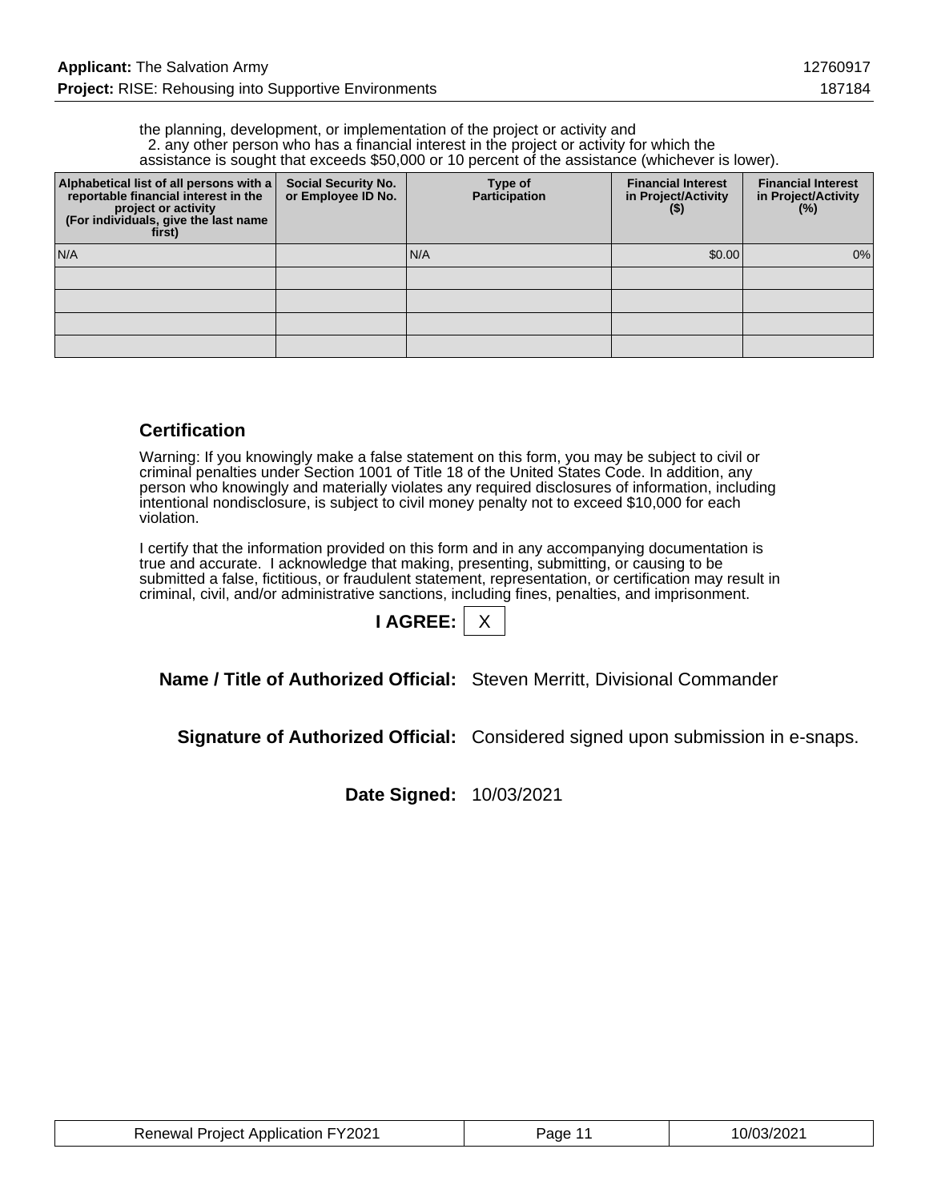the planning, development, or implementation of the project or activity and
2. any other person who has a financial interest in the project or activity for which the assistance is sought that exceeds $50,000 or 10 percent of the assistance (whichever is lower).

| Alphabetical list of all persons with a reportable financial interest in the project or activity (For individuals, give the last name first) | Social Security No. or Employee ID No. | Type of Participation | Financial Interest in Project/Activity ($) | Financial Interest in Project/Activity (%) |
|---|---|---|---|---|
| N/A | | N/A | $0.00 | 0% |
| | | | | |
| | | | | |
| | | | | |
| | | | | |

## Certification

Warning: If you knowingly make a false statement on this form, you may be subject to civil or criminal penalties under Section 1001 of Title 18 of the United States Code. In addition, any person who knowingly and materially violates any required disclosures of information, including intentional nondisclosure, is subject to civil money penalty not to exceed $10,000 for each violation.

I certify that the information provided on this form and in any accompanying documentation is true and accurate. I acknowledge that making, presenting, submitting, or causing to be submitted a false, fictitious, or fraudulent statement, representation, or certification may result in criminal, civil, and/or administrative sanctions, including fines, penalties, and imprisonment.

**I AGREE:** X

**Name / Title of Authorized Official:** Steven Merritt, Divisional Commander

**Signature of Authorized Official:** Considered signed upon submission in e-snaps.

**Date Signed:** 10/03/2021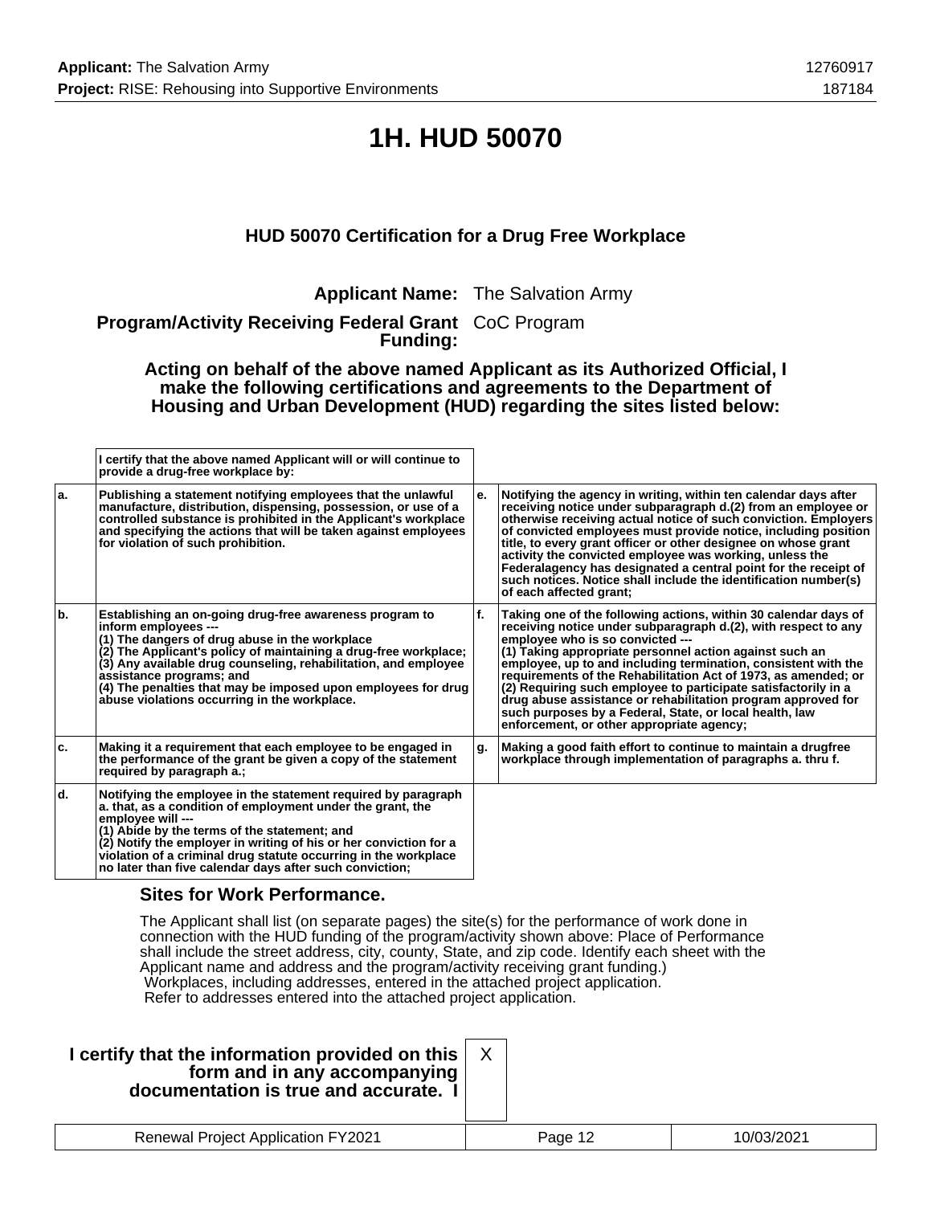# 1H. HUD 50070

### HUD 50070 Certification for a Drug Free Workplace

**Applicant Name:** The Salvation Army

**Program/Activity Receiving Federal Grant Funding:** CoC Program

**Acting on behalf of the above named Applicant as its Authorized Official, I make the following certifications and agreements to the Department of Housing and Urban Development (HUD) regarding the sites listed below:**

| | I certify that the above named Applicant will or will continue to provide a drug-free workplace by: | | |
|---|---|---|---|
| a. | Publishing a statement notifying employees that the unlawful manufacture, distribution, dispensing, possession, or use of a controlled substance is prohibited in the Applicant's workplace and specifying the actions that will be taken against employees for violation of such prohibition. | e. | Notifying the agency in writing, within ten calendar days after receiving notice under subparagraph d.(2) from an employee or otherwise receiving actual notice of such conviction. Employers of convicted employees must provide notice, including position title, to every grant officer or other designee on whose grant activity the convicted employee was working, unless the Federalagency has designated a central point for the receipt of such notices. Notice shall include the identification number(s) of each affected grant; |
| b. | Establishing an on-going drug-free awareness program to inform employees --- (1) The dangers of drug abuse in the workplace (2) The Applicant's policy of maintaining a drug-free workplace; (3) Any available drug counseling, rehabilitation, and employee assistance programs; and (4) The penalties that may be imposed upon employees for drug abuse violations occurring in the workplace. | f. | Taking one of the following actions, within 30 calendar days of receiving notice under subparagraph d.(2), with respect to any employee who is so convicted --- (1) Taking appropriate personnel action against such an employee, up to and including termination, consistent with the requirements of the Rehabilitation Act of 1973, as amended; or (2) Requiring such employee to participate satisfactorily in a drug abuse assistance or rehabilitation program approved for such purposes by a Federal, State, or local health, law enforcement, or other appropriate agency; |
| c. | Making it a requirement that each employee to be engaged in the performance of the grant be given a copy of the statement required by paragraph a.; | g. | Making a good faith effort to continue to maintain a drugfree workplace through implementation of paragraphs a. thru f. |
| d. | Notifying the employee in the statement required by paragraph a. that, as a condition of employment under the grant, the employee will --- (1) Abide by the terms of the statement; and (2) Notify the employer in writing of his or her conviction for a violation of a criminal drug statute occurring in the workplace no later than five calendar days after such conviction; | | |

### Sites for Work Performance.

The Applicant shall list (on separate pages) the site(s) for the performance of work done in connection with the HUD funding of the program/activity shown above: Place of Performance shall include the street address, city, county, State, and zip code. Identify each sheet with the Applicant name and address and the program/activity receiving grant funding.)
Workplaces, including addresses, entered in the attached project application.
Refer to addresses entered into the attached project application.

**I certify that the information provided on this form and in any accompanying documentation is true and accurate. I** X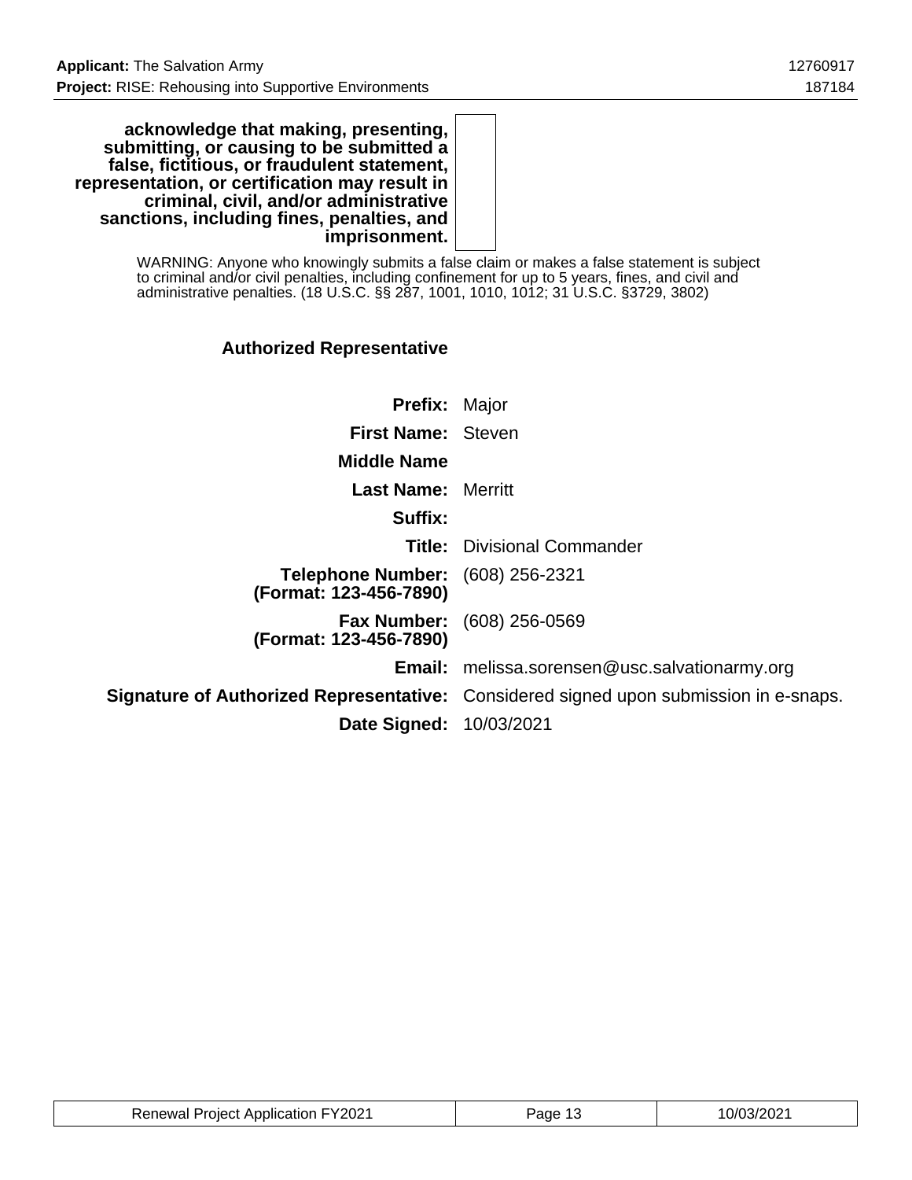**acknowledge that making, presenting, submitting, or causing to be submitted a false, fictitious, or fraudulent statement, representation, or certification may result in criminal, civil, and/or administrative sanctions, including fines, penalties, and imprisonment.**

WARNING: Anyone who knowingly submits a false claim or makes a false statement is subject to criminal and/or civil penalties, including confinement for up to 5 years, fines, and civil and administrative penalties. (18 U.S.C. §§ 287, 1001, 1010, 1012; 31 U.S.C. §3729, 3802)

### Authorized Representative

| | |
|---|---|
| **Prefix:** | Major |
| **First Name:** | Steven |
| **Middle Name** | |
| **Last Name:** | Merritt |
| **Suffix:** | |
| **Title:** | Divisional Commander |
| **Telephone Number: (Format: 123-456-7890)** | (608) 256-2321 |
| **Fax Number: (Format: 123-456-7890)** | (608) 256-0569 |
| **Email:** | melissa.sorensen@usc.salvationarmy.org |
| **Signature of Authorized Representative:** | Considered signed upon submission in e-snaps. |
| **Date Signed:** | 10/03/2021 |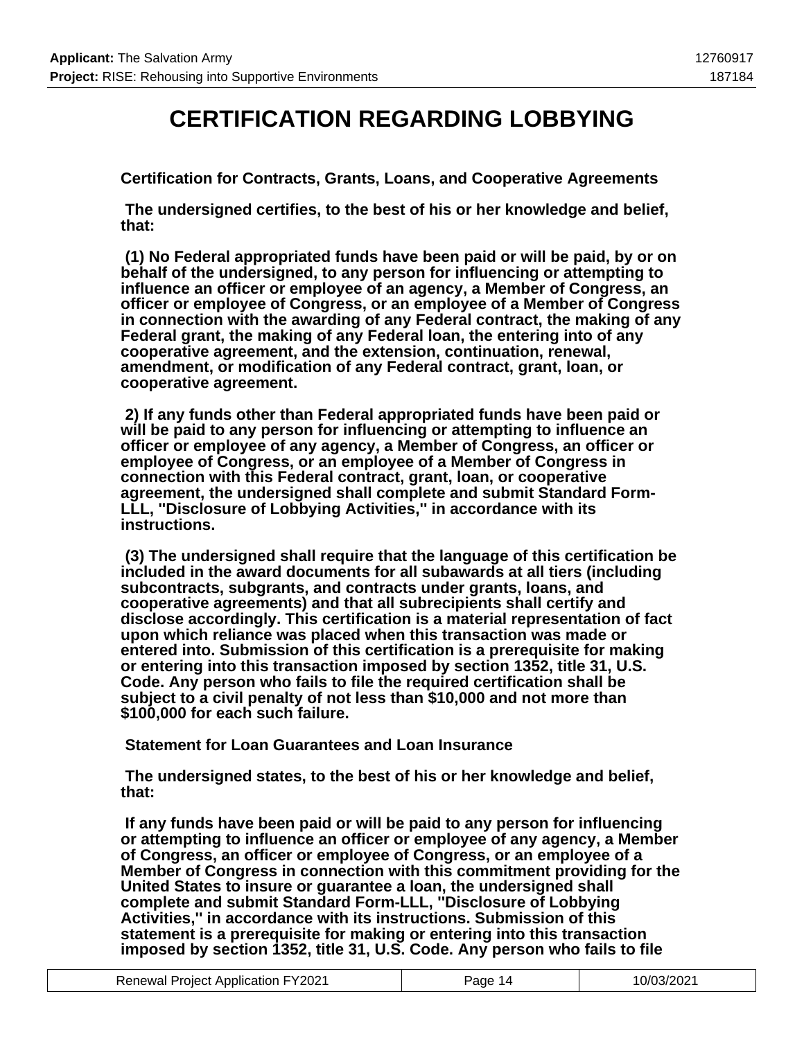# CERTIFICATION REGARDING LOBBYING

**Certification for Contracts, Grants, Loans, and Cooperative Agreements**

**The undersigned certifies, to the best of his or her knowledge and belief, that:**

**(1) No Federal appropriated funds have been paid or will be paid, by or on behalf of the undersigned, to any person for influencing or attempting to influence an officer or employee of an agency, a Member of Congress, an officer or employee of Congress, or an employee of a Member of Congress in connection with the awarding of any Federal contract, the making of any Federal grant, the making of any Federal loan, the entering into of any cooperative agreement, and the extension, continuation, renewal, amendment, or modification of any Federal contract, grant, loan, or cooperative agreement.**

**2) If any funds other than Federal appropriated funds have been paid or will be paid to any person for influencing or attempting to influence an officer or employee of any agency, a Member of Congress, an officer or employee of Congress, or an employee of a Member of Congress in connection with this Federal contract, grant, loan, or cooperative agreement, the undersigned shall complete and submit Standard Form-LLL, "Disclosure of Lobbying Activities," in accordance with its instructions.**

**(3) The undersigned shall require that the language of this certification be included in the award documents for all subawards at all tiers (including subcontracts, subgrants, and contracts under grants, loans, and cooperative agreements) and that all subrecipients shall certify and disclose accordingly. This certification is a material representation of fact upon which reliance was placed when this transaction was made or entered into. Submission of this certification is a prerequisite for making or entering into this transaction imposed by section 1352, title 31, U.S. Code. Any person who fails to file the required certification shall be subject to a civil penalty of not less than $10,000 and not more than $100,000 for each such failure.**

**Statement for Loan Guarantees and Loan Insurance**

**The undersigned states, to the best of his or her knowledge and belief, that:**

**If any funds have been paid or will be paid to any person for influencing or attempting to influence an officer or employee of any agency, a Member of Congress, an officer or employee of Congress, or an employee of a Member of Congress in connection with this commitment providing for the United States to insure or guarantee a loan, the undersigned shall complete and submit Standard Form-LLL, "Disclosure of Lobbying Activities," in accordance with its instructions. Submission of this statement is a prerequisite for making or entering into this transaction imposed by section 1352, title 31, U.S. Code. Any person who fails to file**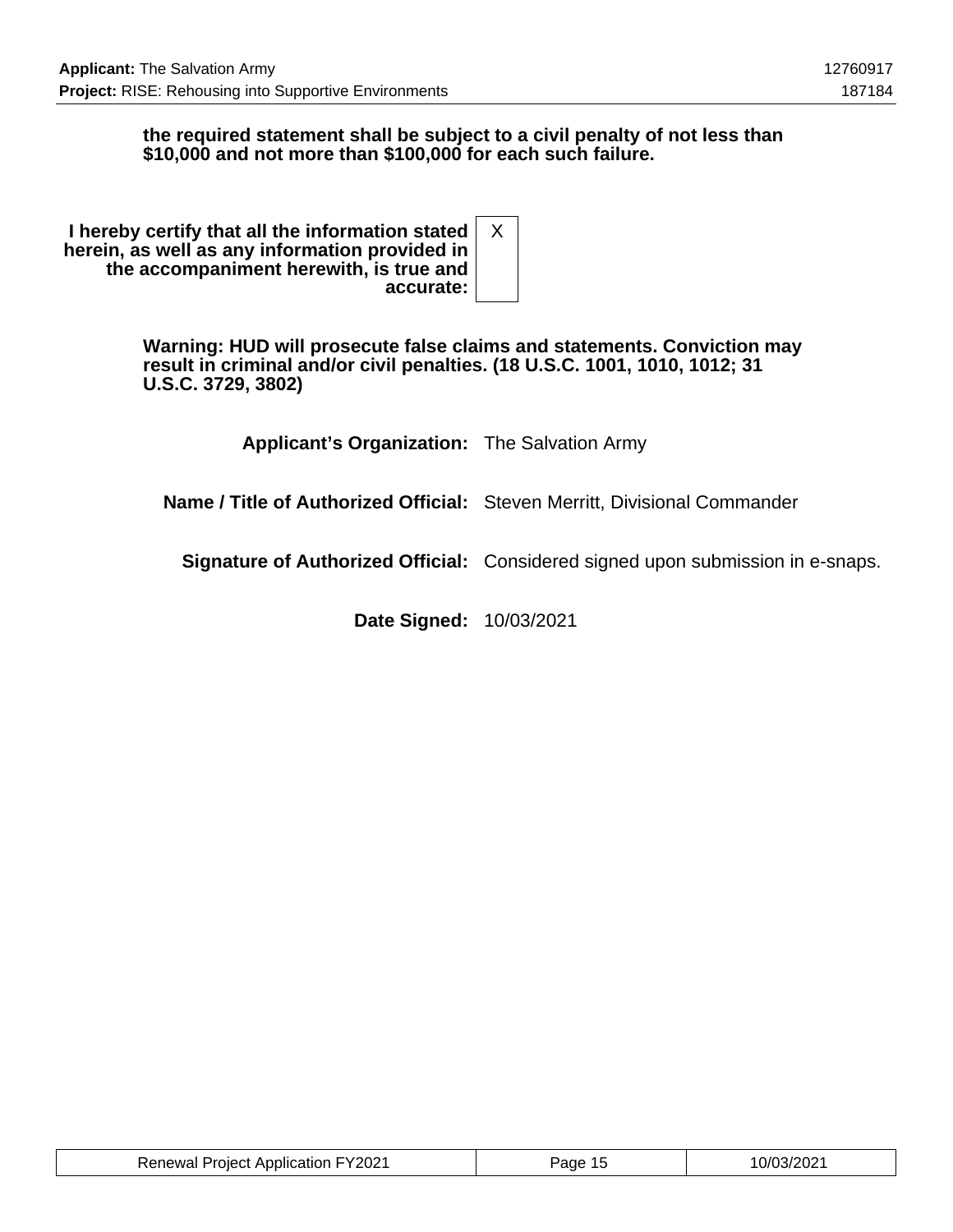**the required statement shall be subject to a civil penalty of not less than $10,000 and not more than $100,000 for each such failure.**

| | |
|---|---|
| **I hereby certify that all the information stated herein, as well as any information provided in the accompaniment herewith, is true and accurate:** | X |

**Warning: HUD will prosecute false claims and statements. Conviction may result in criminal and/or civil penalties. (18 U.S.C. 1001, 1010, 1012; 31 U.S.C. 3729, 3802)**

| | |
|---|---|
| **Applicant's Organization:** | The Salvation Army |
| **Name / Title of Authorized Official:** | Steven Merritt, Divisional Commander |
| **Signature of Authorized Official:** | Considered signed upon submission in e-snaps. |
| **Date Signed:** | 10/03/2021 |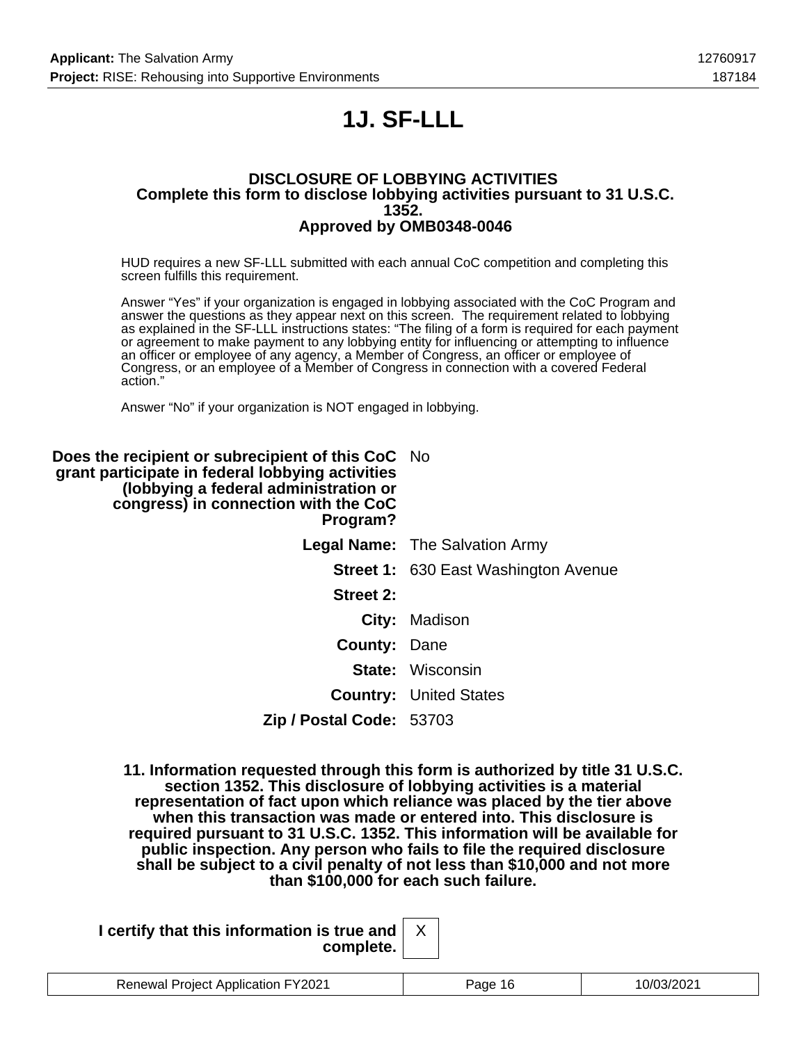# 1J. SF-LLL

**DISCLOSURE OF LOBBYING ACTIVITIES**
**Complete this form to disclose lobbying activities pursuant to 31 U.S.C. 1352.**
**Approved by OMB0348-0046**

HUD requires a new SF-LLL submitted with each annual CoC competition and completing this screen fulfills this requirement.

Answer "Yes" if your organization is engaged in lobbying associated with the CoC Program and answer the questions as they appear next on this screen. The requirement related to lobbying as explained in the SF-LLL instructions states: "The filing of a form is required for each payment or agreement to make payment to any lobbying entity for influencing or attempting to influence an officer or employee of any agency, a Member of Congress, an officer or employee of Congress, or an employee of a Member of Congress in connection with a covered Federal action."

Answer "No" if your organization is NOT engaged in lobbying.

**Does the recipient or subrecipient of this CoC grant participate in federal lobbying activities (lobbying a federal administration or congress) in connection with the CoC Program?** No

**Legal Name:** The Salvation Army

**Street 1:** 630 East Washington Avenue

**Street 2:**

**City:** Madison

**County:** Dane

**State:** Wisconsin

**Country:** United States

**Zip / Postal Code:** 53703

**11. Information requested through this form is authorized by title 31 U.S.C. section 1352. This disclosure of lobbying activities is a material representation of fact upon which reliance was placed by the tier above when this transaction was made or entered into. This disclosure is required pursuant to 31 U.S.C. 1352. This information will be available for public inspection. Any person who fails to file the required disclosure shall be subject to a civil penalty of not less than $10,000 and not more than $100,000 for each such failure.**

**I certify that this information is true and complete.** X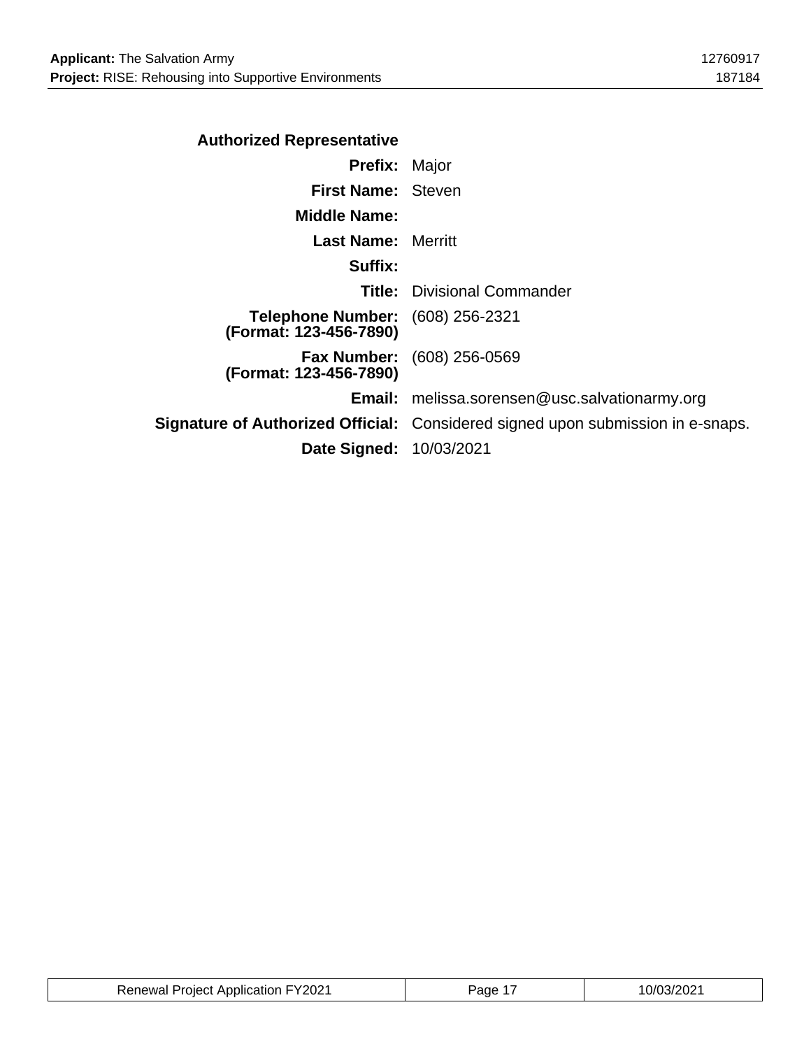### Authorized Representative

| | |
|---|---|
| **Prefix:** | Major |
| **First Name:** | Steven |
| **Middle Name:** | |
| **Last Name:** | Merritt |
| **Suffix:** | |
| **Title:** | Divisional Commander |
| **Telephone Number: (Format: 123-456-7890)** | (608) 256-2321 |
| **Fax Number: (Format: 123-456-7890)** | (608) 256-0569 |
| **Email:** | melissa.sorensen@usc.salvationarmy.org |
| **Signature of Authorized Official:** | Considered signed upon submission in e-snaps. |
| **Date Signed:** | 10/03/2021 |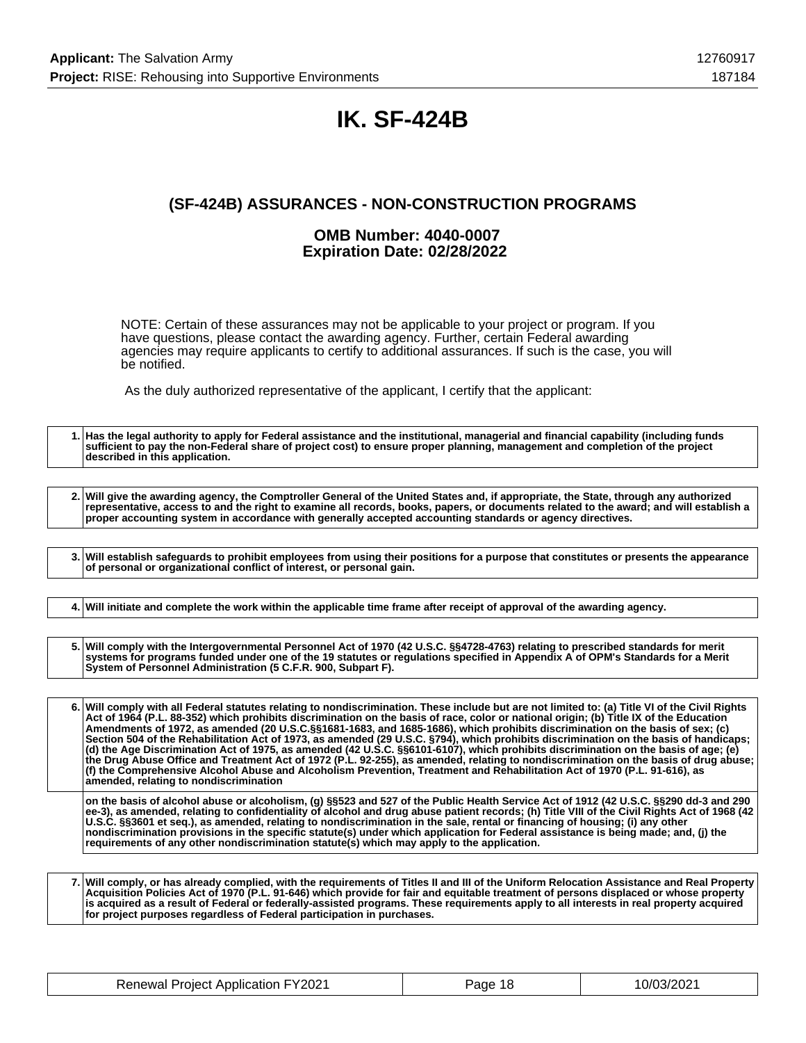# IK. SF-424B

## (SF-424B) ASSURANCES - NON-CONSTRUCTION PROGRAMS

### OMB Number: 4040-0007
### Expiration Date: 02/28/2022

NOTE: Certain of these assurances may not be applicable to your project or program. If you have questions, please contact the awarding agency. Further, certain Federal awarding agencies may require applicants to certify to additional assurances. If such is the case, you will be notified.

As the duly authorized representative of the applicant, I certify that the applicant:

| | |
|---|---|
| 1. | **Has the legal authority to apply for Federal assistance and the institutional, managerial and financial capability (including funds sufficient to pay the non-Federal share of project cost) to ensure proper planning, management and completion of the project described in this application.** |

| | |
|---|---|
| 2. | **Will give the awarding agency, the Comptroller General of the United States and, if appropriate, the State, through any authorized representative, access to and the right to examine all records, books, papers, or documents related to the award; and will establish a proper accounting system in accordance with generally accepted accounting standards or agency directives.** |

| | |
|---|---|
| 3. | **Will establish safeguards to prohibit employees from using their positions for a purpose that constitutes or presents the appearance of personal or organizational conflict of interest, or personal gain.** |

| | |
|---|---|
| 4. | **Will initiate and complete the work within the applicable time frame after receipt of approval of the awarding agency.** |

| | |
|---|---|
| 5. | **Will comply with the Intergovernmental Personnel Act of 1970 (42 U.S.C. §§4728-4763) relating to prescribed standards for merit systems for programs funded under one of the 19 statutes or regulations specified in Appendix A of OPM's Standards for a Merit System of Personnel Administration (5 C.F.R. 900, Subpart F).** |

| | |
|---|---|
| 6. | **Will comply with all Federal statutes relating to nondiscrimination. These include but are not limited to: (a) Title VI of the Civil Rights Act of 1964 (P.L. 88-352) which prohibits discrimination on the basis of race, color or national origin; (b) Title IX of the Education Amendments of 1972, as amended (20 U.S.C.§§1681-1683, and 1685-1686), which prohibits discrimination on the basis of sex; (c) Section 504 of the Rehabilitation Act of 1973, as amended (29 U.S.C. §794), which prohibits discrimination on the basis of handicaps; (d) the Age Discrimination Act of 1975, as amended (42 U.S.C. §§6101-6107), which prohibits discrimination on the basis of age; (e) the Drug Abuse Office and Treatment Act of 1972 (P.L. 92-255), as amended, relating to nondiscrimination on the basis of drug abuse; (f) the Comprehensive Alcohol Abuse and Alcoholism Prevention, Treatment and Rehabilitation Act of 1970 (P.L. 91-616), as amended, relating to nondiscrimination** |
| | **on the basis of alcohol abuse or alcoholism, (g) §§523 and 527 of the Public Health Service Act of 1912 (42 U.S.C. §§290 dd-3 and 290 ee-3), as amended, relating to confidentiality of alcohol and drug abuse patient records; (h) Title VIII of the Civil Rights Act of 1968 (42 U.S.C. §§3601 et seq.), as amended, relating to nondiscrimination in the sale, rental or financing of housing; (i) any other nondiscrimination provisions in the specific statute(s) under which application for Federal assistance is being made; and, (j) the requirements of any other nondiscrimination statute(s) which may apply to the application.** |

| | |
|---|---|
| 7. | **Will comply, or has already complied, with the requirements of Titles II and III of the Uniform Relocation Assistance and Real Property Acquisition Policies Act of 1970 (P.L. 91-646) which provide for fair and equitable treatment of persons displaced or whose property is acquired as a result of Federal or federally-assisted programs. These requirements apply to all interests in real property acquired for project purposes regardless of Federal participation in purchases.** |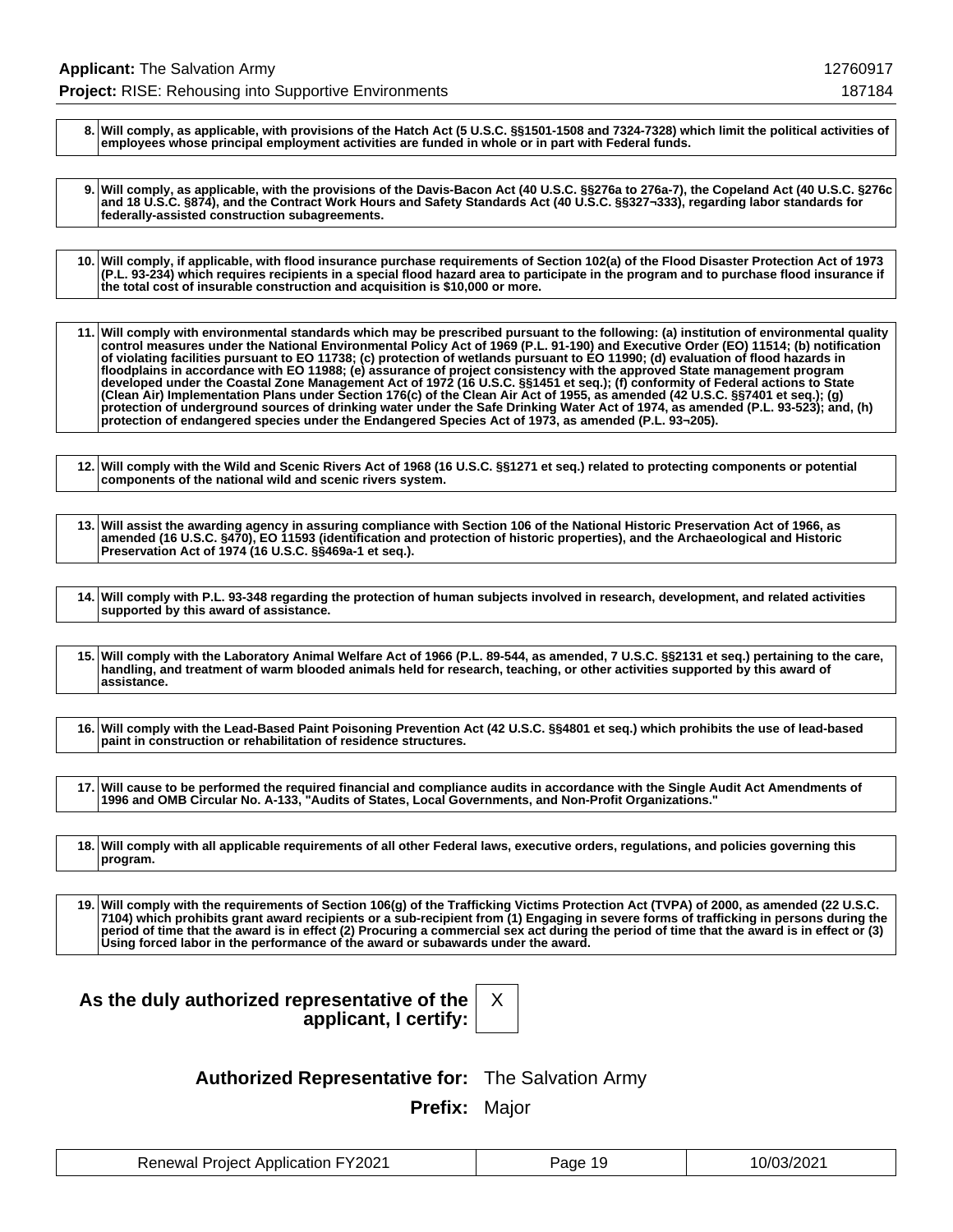8. **Will comply, as applicable, with provisions of the Hatch Act (5 U.S.C. §§1501-1508 and 7324-7328) which limit the political activities of employees whose principal employment activities are funded in whole or in part with Federal funds.**

9. **Will comply, as applicable, with the provisions of the Davis-Bacon Act (40 U.S.C. §§276a to 276a-7), the Copeland Act (40 U.S.C. §276c and 18 U.S.C. §874), and the Contract Work Hours and Safety Standards Act (40 U.S.C. §§327¬333), regarding labor standards for federally-assisted construction subagreements.**

10. **Will comply, if applicable, with flood insurance purchase requirements of Section 102(a) of the Flood Disaster Protection Act of 1973 (P.L. 93-234) which requires recipients in a special flood hazard area to participate in the program and to purchase flood insurance if the total cost of insurable construction and acquisition is $10,000 or more.**

11. **Will comply with environmental standards which may be prescribed pursuant to the following: (a) institution of environmental quality control measures under the National Environmental Policy Act of 1969 (P.L. 91-190) and Executive Order (EO) 11514; (b) notification of violating facilities pursuant to EO 11738; (c) protection of wetlands pursuant to EO 11990; (d) evaluation of flood hazards in floodplains in accordance with EO 11988; (e) assurance of project consistency with the approved State management program developed under the Coastal Zone Management Act of 1972 (16 U.S.C. §§1451 et seq.); (f) conformity of Federal actions to State (Clean Air) Implementation Plans under Section 176(c) of the Clean Air Act of 1955, as amended (42 U.S.C. §§7401 et seq.); (g) protection of underground sources of drinking water under the Safe Drinking Water Act of 1974, as amended (P.L. 93-523); and, (h) protection of endangered species under the Endangered Species Act of 1973, as amended (P.L. 93¬205).**

12. **Will comply with the Wild and Scenic Rivers Act of 1968 (16 U.S.C. §§1271 et seq.) related to protecting components or potential components of the national wild and scenic rivers system.**

13. **Will assist the awarding agency in assuring compliance with Section 106 of the National Historic Preservation Act of 1966, as amended (16 U.S.C. §470), EO 11593 (identification and protection of historic properties), and the Archaeological and Historic Preservation Act of 1974 (16 U.S.C. §§469a-1 et seq.).**

14. **Will comply with P.L. 93-348 regarding the protection of human subjects involved in research, development, and related activities supported by this award of assistance.**

15. **Will comply with the Laboratory Animal Welfare Act of 1966 (P.L. 89-544, as amended, 7 U.S.C. §§2131 et seq.) pertaining to the care, handling, and treatment of warm blooded animals held for research, teaching, or other activities supported by this award of assistance.**

16. **Will comply with the Lead-Based Paint Poisoning Prevention Act (42 U.S.C. §§4801 et seq.) which prohibits the use of lead-based paint in construction or rehabilitation of residence structures.**

17. **Will cause to be performed the required financial and compliance audits in accordance with the Single Audit Act Amendments of 1996 and OMB Circular No. A-133, "Audits of States, Local Governments, and Non-Profit Organizations."**

18. **Will comply with all applicable requirements of all other Federal laws, executive orders, regulations, and policies governing this program.**

19. **Will comply with the requirements of Section 106(g) of the Trafficking Victims Protection Act (TVPA) of 2000, as amended (22 U.S.C. 7104) which prohibits grant award recipients or a sub-recipient from (1) Engaging in severe forms of trafficking in persons during the period of time that the award is in effect (2) Procuring a commercial sex act during the period of time that the award is in effect or (3) Using forced labor in the performance of the award or subawards under the award.**

**As the duly authorized representative of the applicant, I certify:** X

**Authorized Representative for:** The Salvation Army

**Prefix:** Major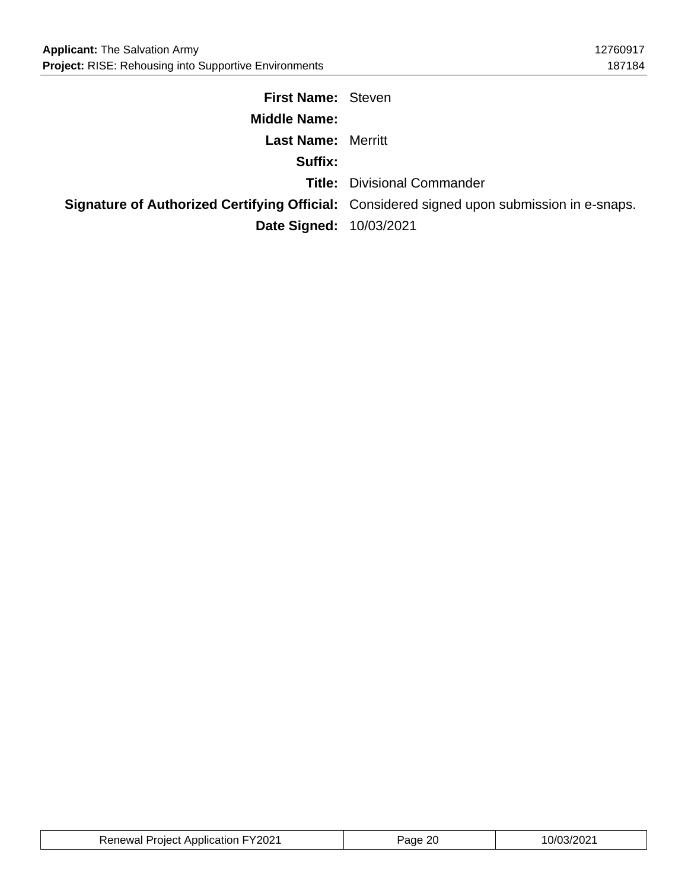**First Name:** Steven

**Middle Name:**

**Last Name:** Merritt

**Suffix:**

**Title:** Divisional Commander

**Signature of Authorized Certifying Official:** Considered signed upon submission in e-snaps.

**Date Signed:** 10/03/2021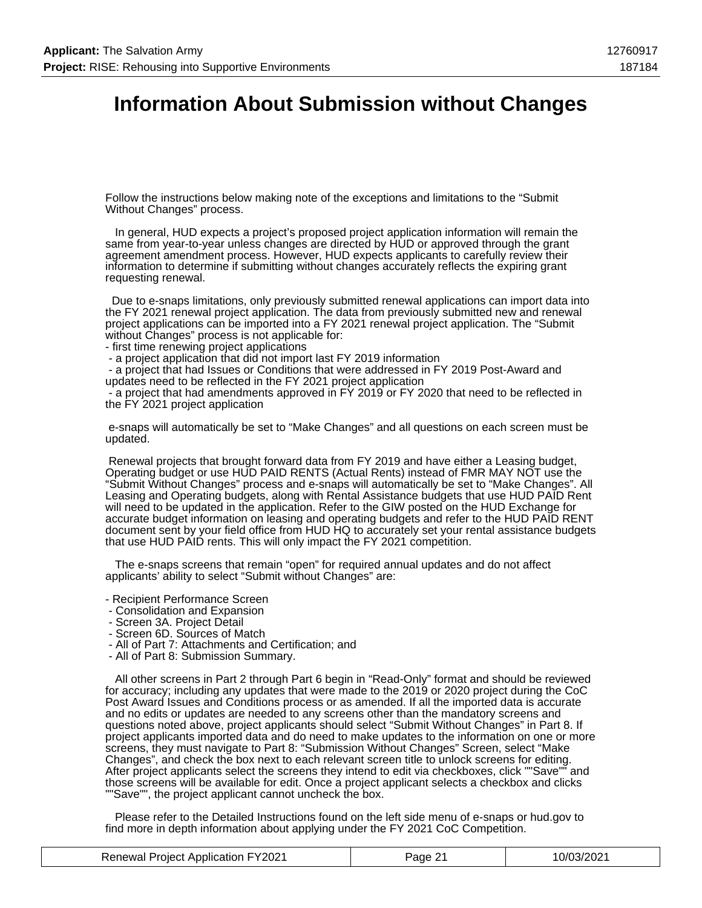# Information About Submission without Changes

Follow the instructions below making note of the exceptions and limitations to the "Submit Without Changes" process.

In general, HUD expects a project's proposed project application information will remain the same from year-to-year unless changes are directed by HUD or approved through the grant agreement amendment process. However, HUD expects applicants to carefully review their information to determine if submitting without changes accurately reflects the expiring grant requesting renewal.

Due to e-snaps limitations, only previously submitted renewal applications can import data into the FY 2021 renewal project application. The data from previously submitted new and renewal project applications can be imported into a FY 2021 renewal project application. The "Submit without Changes" process is not applicable for:

- first time renewing project applications
- a project application that did not import last FY 2019 information
- a project that had Issues or Conditions that were addressed in FY 2019 Post-Award and updates need to be reflected in the FY 2021 project application
- a project that had amendments approved in FY 2019 or FY 2020 that need to be reflected in the FY 2021 project application

e-snaps will automatically be set to "Make Changes" and all questions on each screen must be updated.

Renewal projects that brought forward data from FY 2019 and have either a Leasing budget, Operating budget or use HUD PAID RENTS (Actual Rents) instead of FMR MAY NOT use the "Submit Without Changes" process and e-snaps will automatically be set to "Make Changes". All Leasing and Operating budgets, along with Rental Assistance budgets that use HUD PAID Rent will need to be updated in the application. Refer to the GIW posted on the HUD Exchange for accurate budget information on leasing and operating budgets and refer to the HUD PAID RENT document sent by your field office from HUD HQ to accurately set your rental assistance budgets that use HUD PAID rents. This will only impact the FY 2021 competition.

The e-snaps screens that remain "open" for required annual updates and do not affect applicants' ability to select "Submit without Changes" are:

- Recipient Performance Screen
- Consolidation and Expansion
- Screen 3A. Project Detail
- Screen 6D. Sources of Match
- All of Part 7: Attachments and Certification; and
- All of Part 8: Submission Summary.

All other screens in Part 2 through Part 6 begin in "Read-Only" format and should be reviewed for accuracy; including any updates that were made to the 2019 or 2020 project during the CoC Post Award Issues and Conditions process or as amended. If all the imported data is accurate and no edits or updates are needed to any screens other than the mandatory screens and questions noted above, project applicants should select "Submit Without Changes" in Part 8. If project applicants imported data and do need to make updates to the information on one or more screens, they must navigate to Part 8: "Submission Without Changes" Screen, select "Make Changes", and check the box next to each relevant screen title to unlock screens for editing. After project applicants select the screens they intend to edit via checkboxes, click ""Save"" and those screens will be available for edit. Once a project applicant selects a checkbox and clicks ""Save"", the project applicant cannot uncheck the box.

Please refer to the Detailed Instructions found on the left side menu of e-snaps or hud.gov to find more in depth information about applying under the FY 2021 CoC Competition.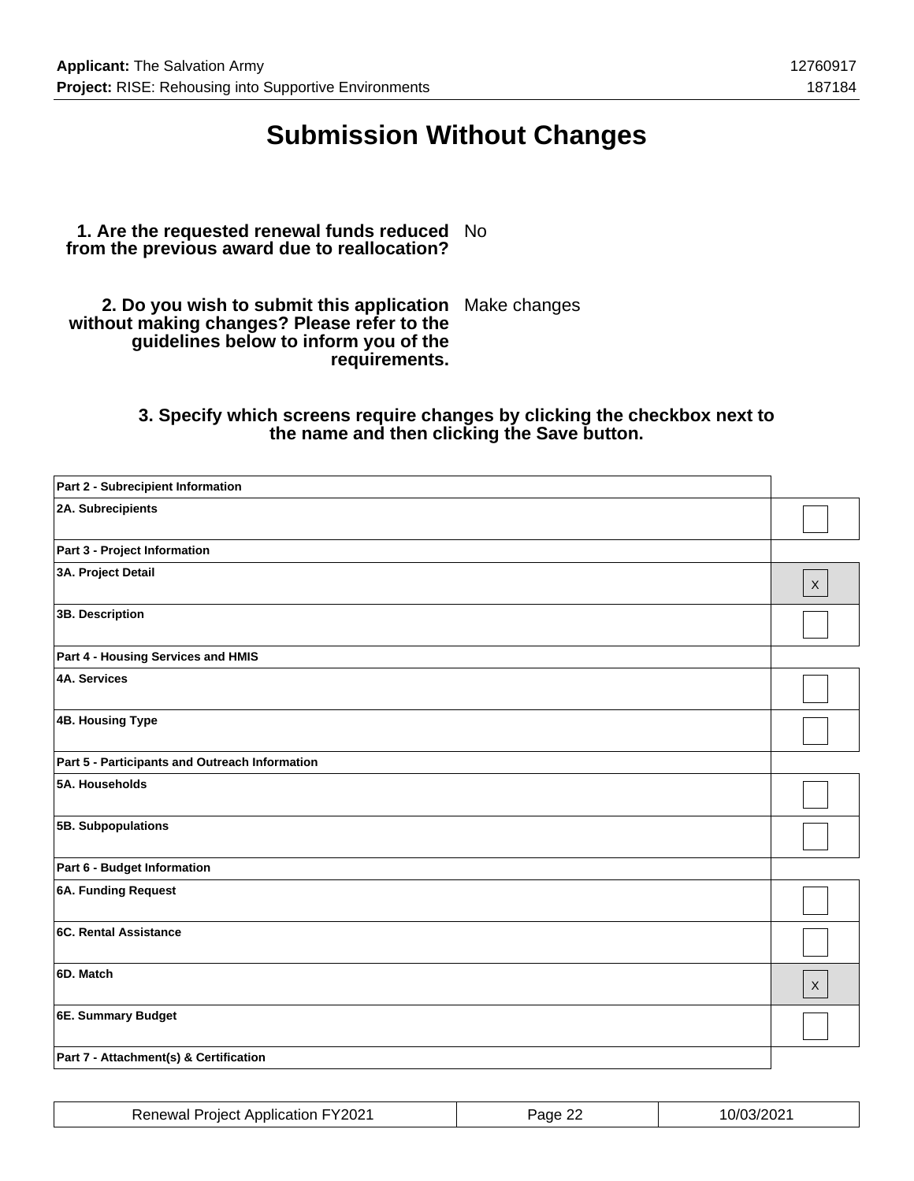# Submission Without Changes

**1. Are the requested renewal funds reduced from the previous award due to reallocation?** No

**2. Do you wish to submit this application without making changes? Please refer to the guidelines below to inform you of the requirements.** Make changes

**3. Specify which screens require changes by clicking the checkbox next to the name and then clicking the Save button.**

| Screen | Change |
|---|---|
| **Part 2 - Subrecipient Information** | |
| **2A. Subrecipients** | |
| **Part 3 - Project Information** | |
| **3A. Project Detail** | X |
| **3B. Description** | |
| **Part 4 - Housing Services and HMIS** | |
| **4A. Services** | |
| **4B. Housing Type** | |
| **Part 5 - Participants and Outreach Information** | |
| **5A. Households** | |
| **5B. Subpopulations** | |
| **Part 6 - Budget Information** | |
| **6A. Funding Request** | |
| **6C. Rental Assistance** | |
| **6D. Match** | X |
| **6E. Summary Budget** | |
| **Part 7 - Attachment(s) & Certification** | |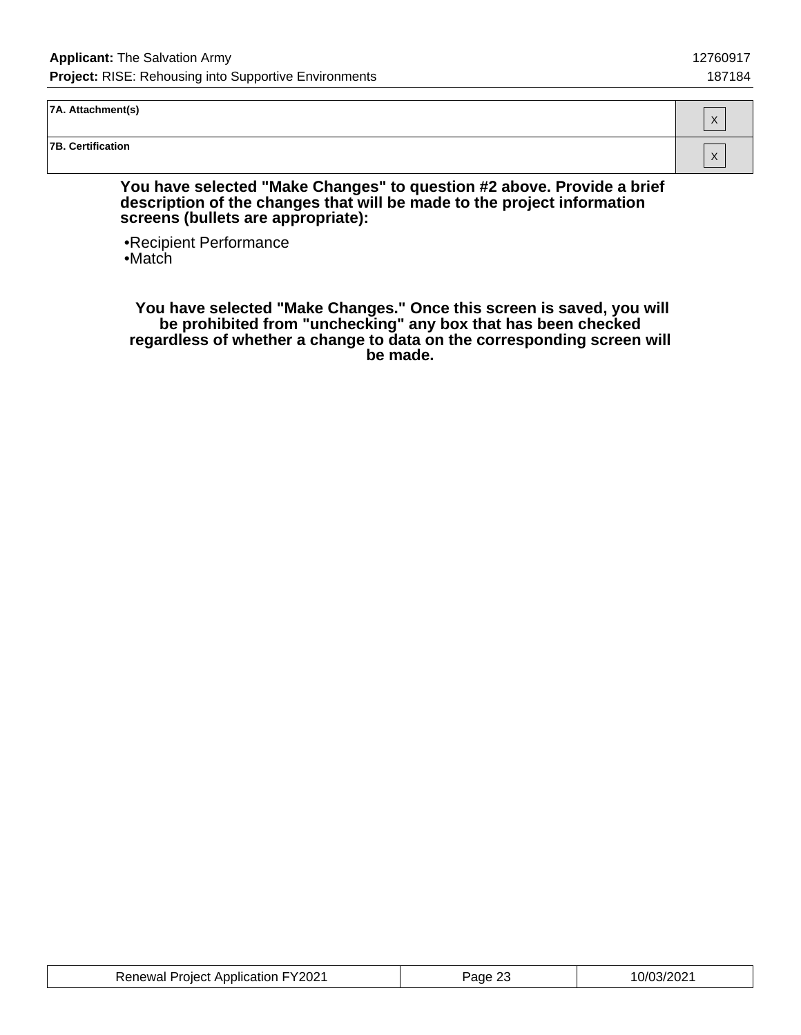| | |
|---|---|
| 7A. Attachment(s) | X |
| 7B. Certification | X |

**You have selected "Make Changes" to question #2 above. Provide a brief description of the changes that will be made to the project information screens (bullets are appropriate):**

•Recipient Performance
•Match

**You have selected "Make Changes." Once this screen is saved, you will be prohibited from "unchecking" any box that has been checked regardless of whether a change to data on the corresponding screen will be made.**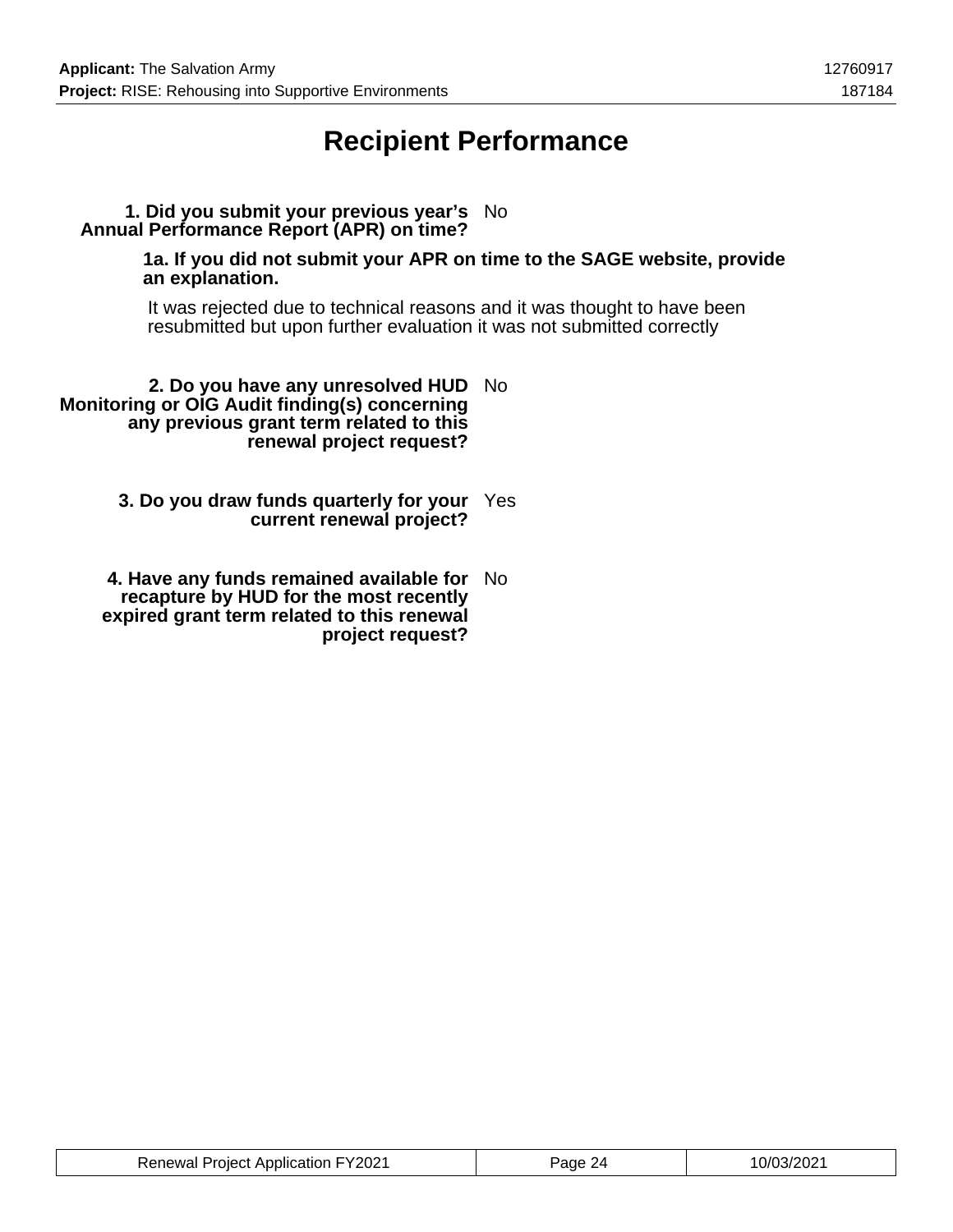# Recipient Performance

**1. Did you submit your previous year's Annual Performance Report (APR) on time?** No

**1a. If you did not submit your APR on time to the SAGE website, provide an explanation.**

It was rejected due to technical reasons and it was thought to have been resubmitted but upon further evaluation it was not submitted correctly

**2. Do you have any unresolved HUD Monitoring or OIG Audit finding(s) concerning any previous grant term related to this renewal project request?** No

**3. Do you draw funds quarterly for your current renewal project?** Yes

**4. Have any funds remained available for recapture by HUD for the most recently expired grant term related to this renewal project request?** No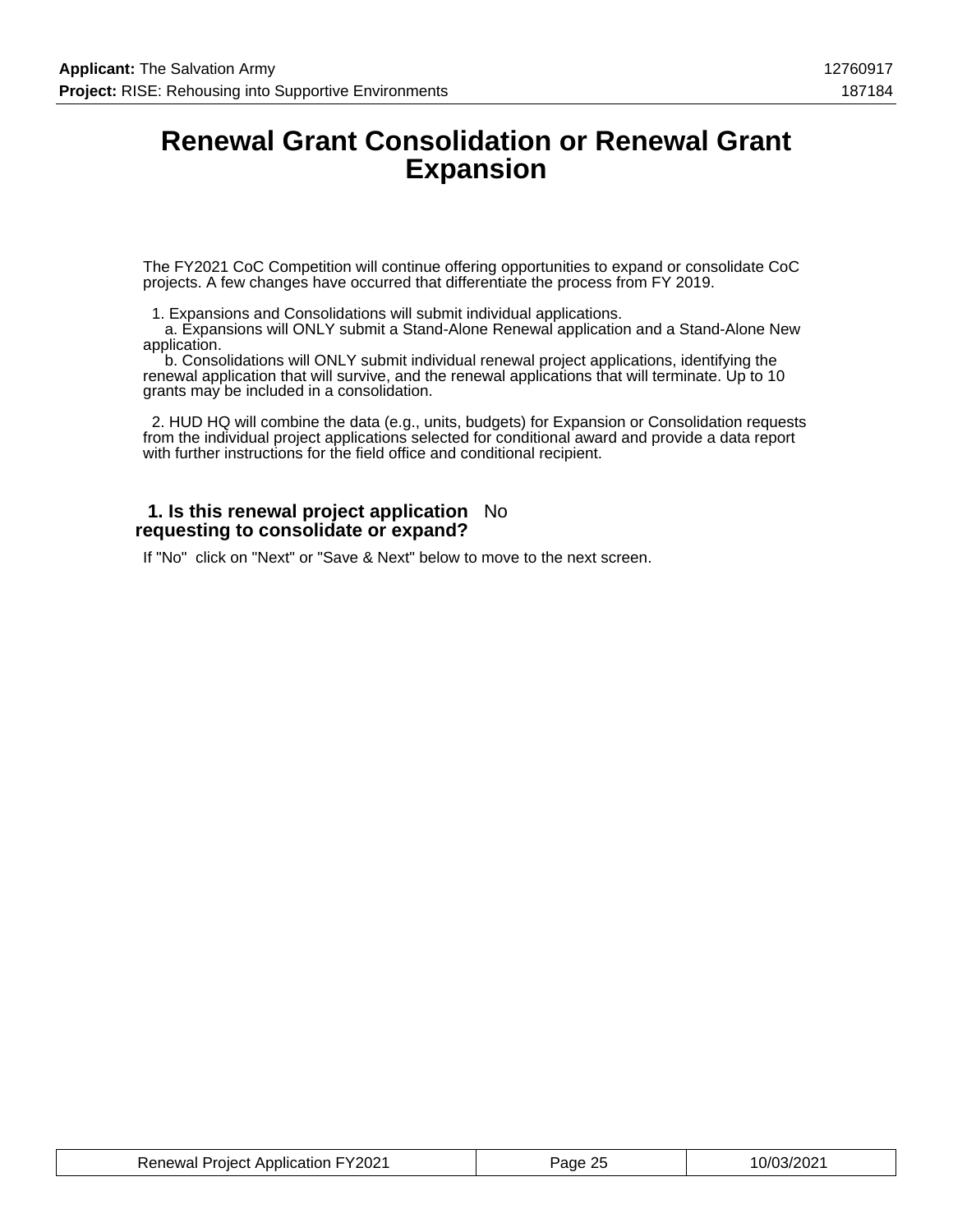# Renewal Grant Consolidation or Renewal Grant Expansion

The FY2021 CoC Competition will continue offering opportunities to expand or consolidate CoC projects. A few changes have occurred that differentiate the process from FY 2019.

1. Expansions and Consolidations will submit individual applications.
   a. Expansions will ONLY submit a Stand-Alone Renewal application and a Stand-Alone New application.
   b. Consolidations will ONLY submit individual renewal project applications, identifying the renewal application that will survive, and the renewal applications that will terminate. Up to 10 grants may be included in a consolidation.

2. HUD HQ will combine the data (e.g., units, budgets) for Expansion or Consolidation requests from the individual project applications selected for conditional award and provide a data report with further instructions for the field office and conditional recipient.

**1. Is this renewal project application requesting to consolidate or expand?** No

If "No" click on "Next" or "Save & Next" below to move to the next screen.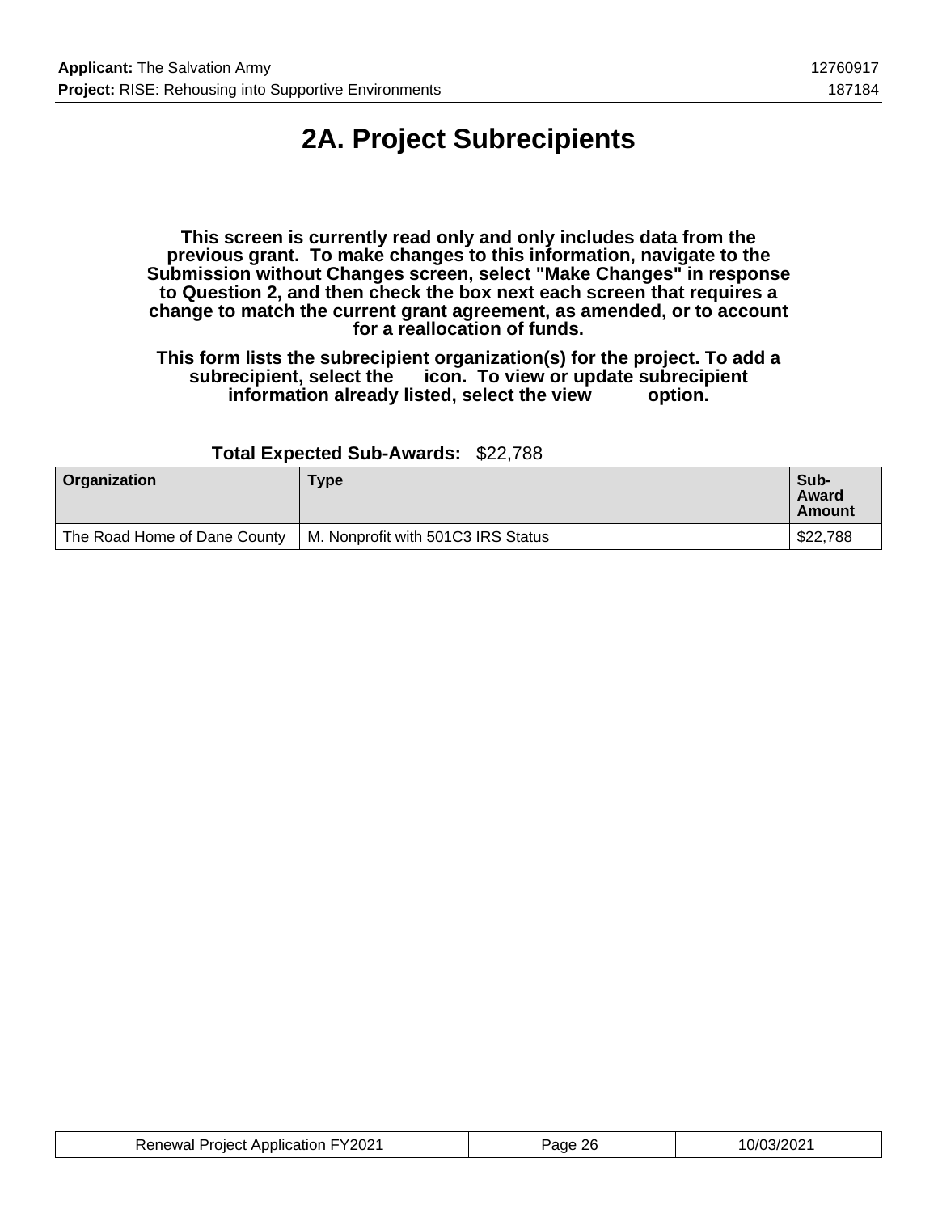# 2A. Project Subrecipients

**This screen is currently read only and only includes data from the previous grant. To make changes to this information, navigate to the Submission without Changes screen, select "Make Changes" in response to Question 2, and then check the box next each screen that requires a change to match the current grant agreement, as amended, or to account for a reallocation of funds.**

**This form lists the subrecipient organization(s) for the project. To add a subrecipient, select the icon. To view or update subrecipient information already listed, select the view option.**

**Total Expected Sub-Awards:** $22,788

| Organization | Type | Sub-Award Amount |
|---|---|---|
| The Road Home of Dane County | M. Nonprofit with 501C3 IRS Status | $22,788 |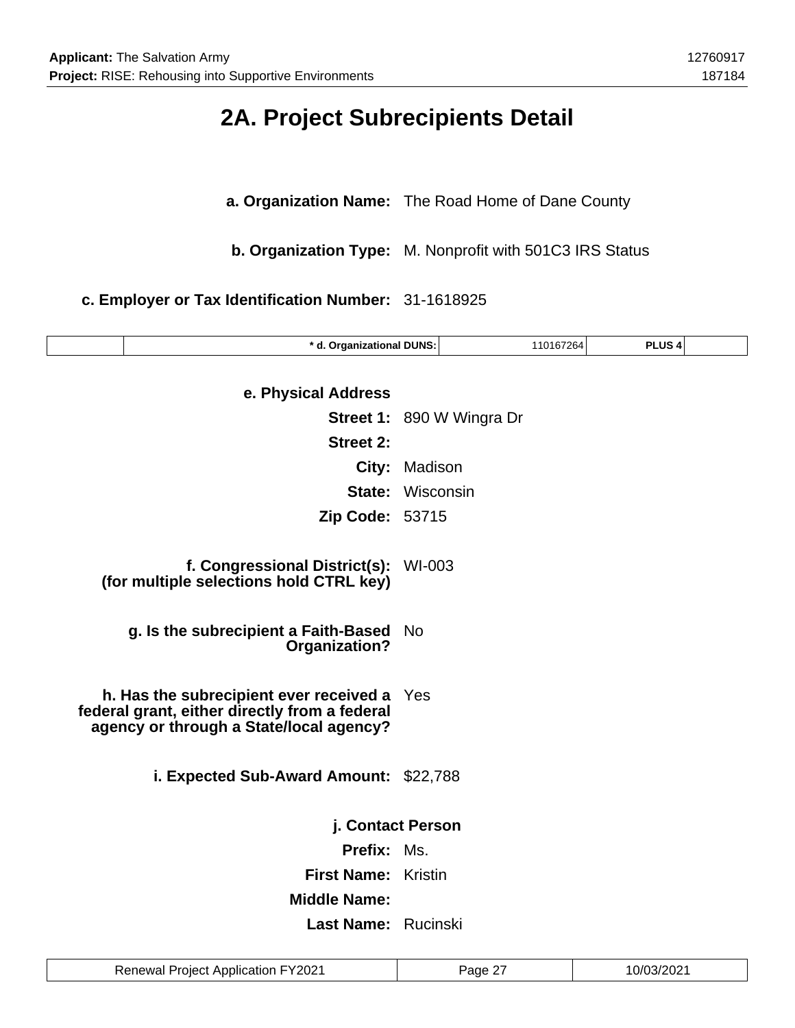# 2A. Project Subrecipients Detail

**a. Organization Name:** The Road Home of Dane County

**b. Organization Type:** M. Nonprofit with 501C3 IRS Status

**c. Employer or Tax Identification Number:** 31-1618925

| | * d. Organizational DUNS: | 110167264 | PLUS 4 | |
|---|---|---|---|---|

**e. Physical Address**

**Street 1:** 890 W Wingra Dr

**Street 2:**

**City:** Madison

**State:** Wisconsin

**Zip Code:** 53715

**f. Congressional District(s): (for multiple selections hold CTRL key)** WI-003

**g. Is the subrecipient a Faith-Based Organization?** No

**h. Has the subrecipient ever received a federal grant, either directly from a federal agency or through a State/local agency?** Yes

**i. Expected Sub-Award Amount:** $22,788

**j. Contact Person**

**Prefix:** Ms.

**First Name:** Kristin

**Middle Name:**

**Last Name:** Rucinski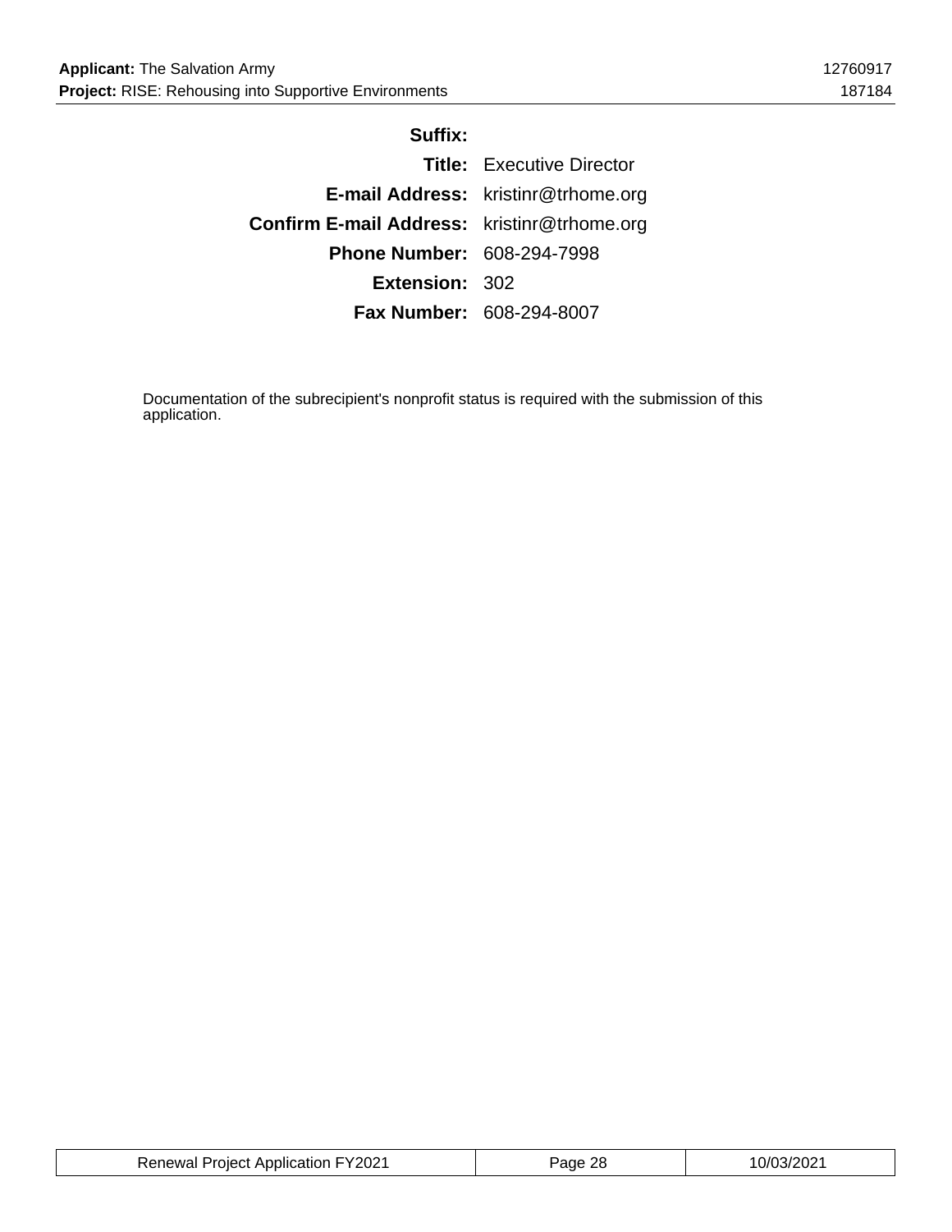**Suffix:**

**Title:** Executive Director

**E-mail Address:** kristinr@trhome.org

**Confirm E-mail Address:** kristinr@trhome.org

**Phone Number:** 608-294-7998

**Extension:** 302

**Fax Number:** 608-294-8007

Documentation of the subrecipient's nonprofit status is required with the submission of this application.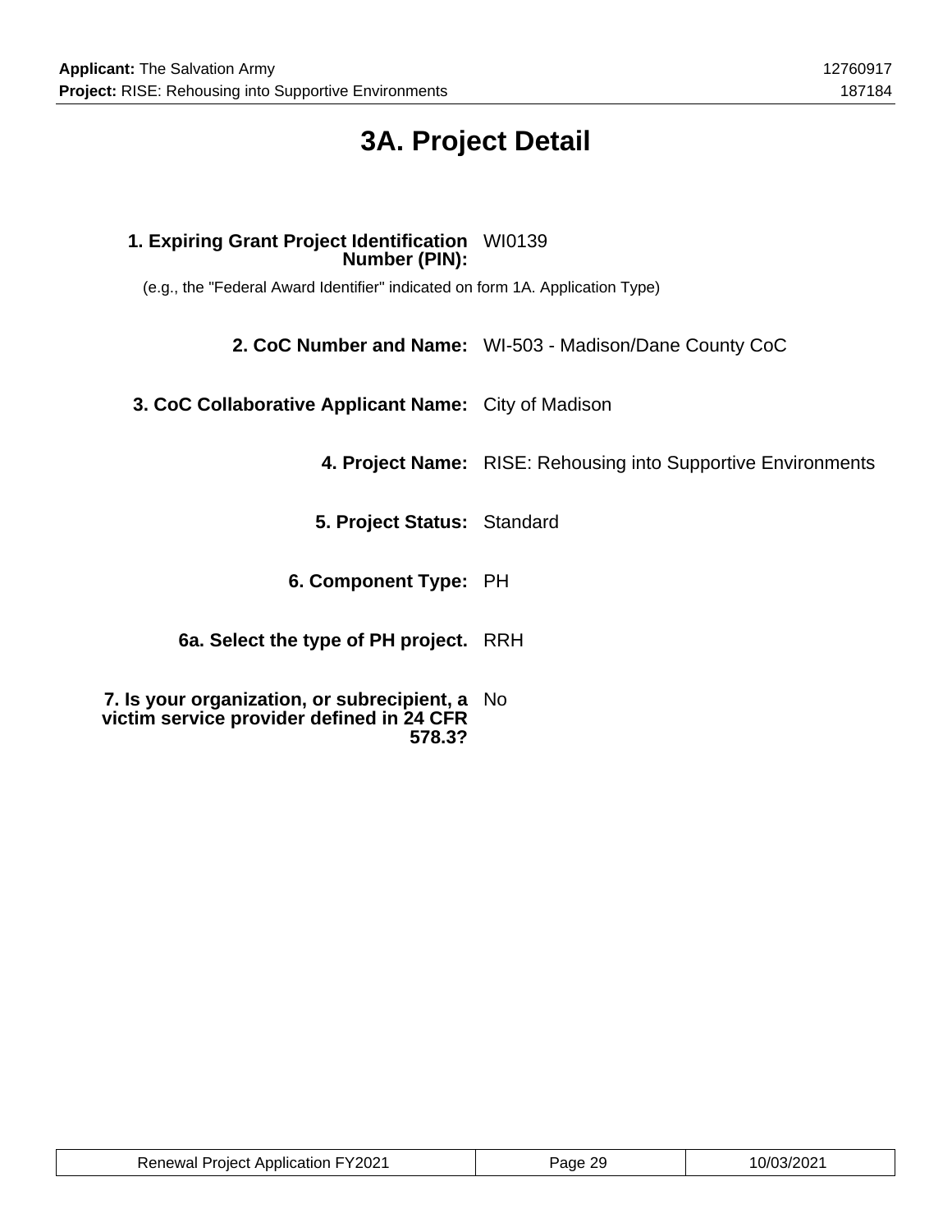# 3A. Project Detail

**1. Expiring Grant Project Identification Number (PIN):** WI0139

(e.g., the "Federal Award Identifier" indicated on form 1A. Application Type)

**2. CoC Number and Name:** WI-503 - Madison/Dane County CoC

**3. CoC Collaborative Applicant Name:** City of Madison

**4. Project Name:** RISE: Rehousing into Supportive Environments

**5. Project Status:** Standard

**6. Component Type:** PH

**6a. Select the type of PH project.** RRH

**7. Is your organization, or subrecipient, a victim service provider defined in 24 CFR 578.3?** No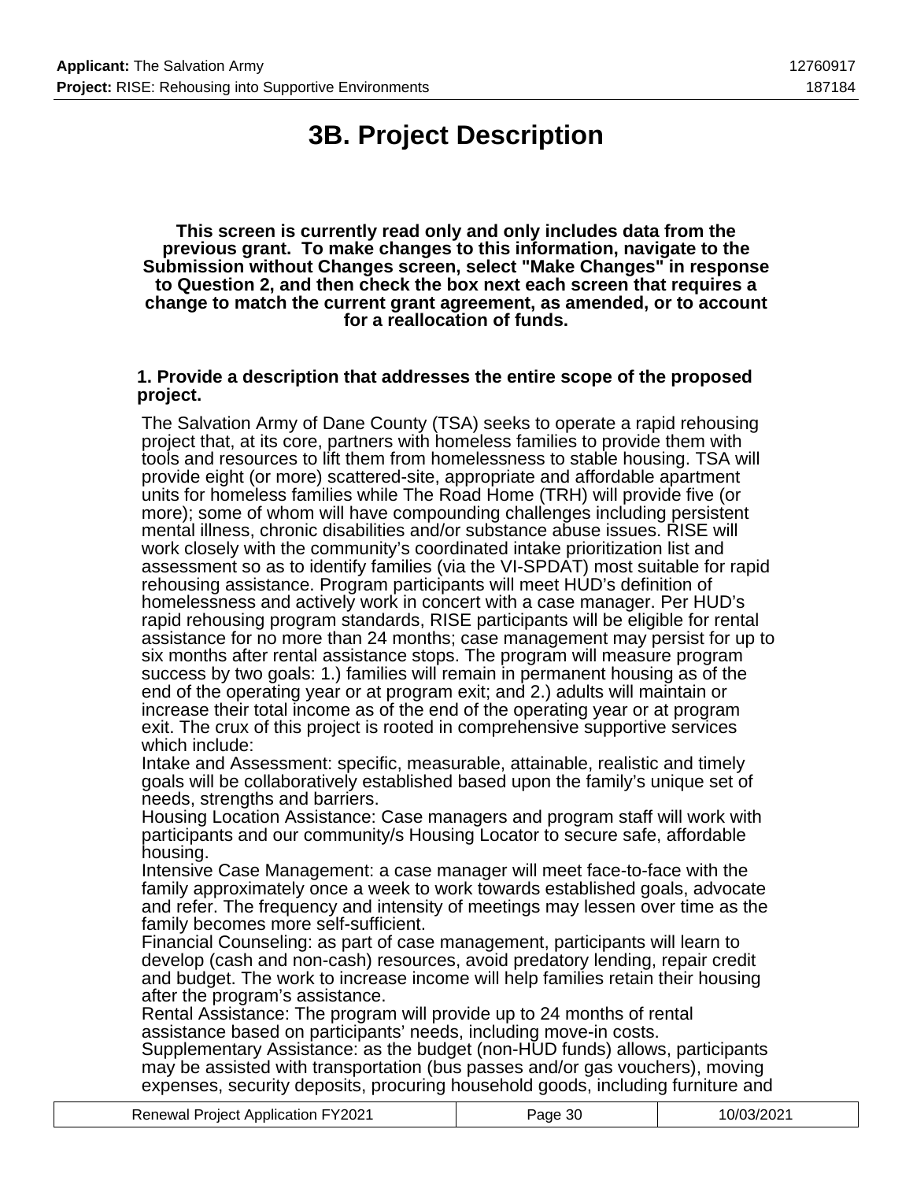# 3B. Project Description

**This screen is currently read only and only includes data from the previous grant. To make changes to this information, navigate to the Submission without Changes screen, select "Make Changes" in response to Question 2, and then check the box next each screen that requires a change to match the current grant agreement, as amended, or to account for a reallocation of funds.**

**1. Provide a description that addresses the entire scope of the proposed project.**

The Salvation Army of Dane County (TSA) seeks to operate a rapid rehousing project that, at its core, partners with homeless families to provide them with tools and resources to lift them from homelessness to stable housing. TSA will provide eight (or more) scattered-site, appropriate and affordable apartment units for homeless families while The Road Home (TRH) will provide five (or more); some of whom will have compounding challenges including persistent mental illness, chronic disabilities and/or substance abuse issues. RISE will work closely with the community's coordinated intake prioritization list and assessment so as to identify families (via the VI-SPDAT) most suitable for rapid rehousing assistance. Program participants will meet HUD's definition of homelessness and actively work in concert with a case manager. Per HUD's rapid rehousing program standards, RISE participants will be eligible for rental assistance for no more than 24 months; case management may persist for up to six months after rental assistance stops. The program will measure program success by two goals: 1.) families will remain in permanent housing as of the end of the operating year or at program exit; and 2.) adults will maintain or increase their total income as of the end of the operating year or at program exit. The crux of this project is rooted in comprehensive supportive services which include:
Intake and Assessment: specific, measurable, attainable, realistic and timely goals will be collaboratively established based upon the family's unique set of needs, strengths and barriers.
Housing Location Assistance: Case managers and program staff will work with participants and our community/s Housing Locator to secure safe, affordable housing.
Intensive Case Management: a case manager will meet face-to-face with the family approximately once a week to work towards established goals, advocate and refer. The frequency and intensity of meetings may lessen over time as the family becomes more self-sufficient.
Financial Counseling: as part of case management, participants will learn to develop (cash and non-cash) resources, avoid predatory lending, repair credit and budget. The work to increase income will help families retain their housing after the program's assistance.
Rental Assistance: The program will provide up to 24 months of rental assistance based on participants' needs, including move-in costs.
Supplementary Assistance: as the budget (non-HUD funds) allows, participants may be assisted with transportation (bus passes and/or gas vouchers), moving expenses, security deposits, procuring household goods, including furniture and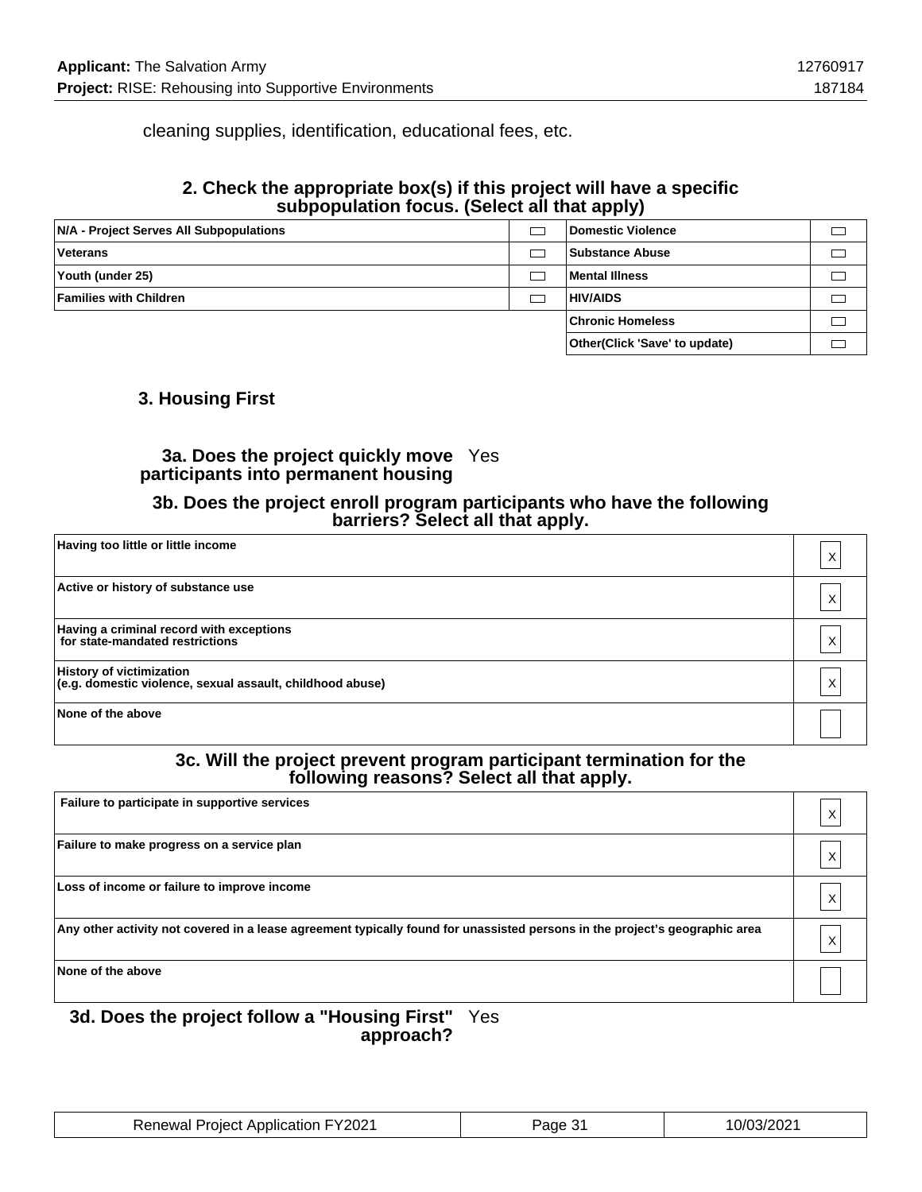cleaning supplies, identification, educational fees, etc.

### 2. Check the appropriate box(s) if this project will have a specific subpopulation focus. (Select all that apply)

| | | | |
|---|---|---|---|
| N/A - Project Serves All Subpopulations | | Domestic Violence | |
| Veterans | | Substance Abuse | |
| Youth (under 25) | | Mental Illness | |
| Families with Children | | HIV/AIDS | |
| | | Chronic Homeless | |
| | | Other(Click 'Save' to update) | |

### 3. Housing First

**3a. Does the project quickly move participants into permanent housing** Yes

### 3b. Does the project enroll program participants who have the following barriers? Select all that apply.

| | |
|---|---|
| Having too little or little income | X |
| Active or history of substance use | X |
| Having a criminal record with exceptions for state-mandated restrictions | X |
| History of victimization (e.g. domestic violence, sexual assault, childhood abuse) | X |
| None of the above | |

### 3c. Will the project prevent program participant termination for the following reasons? Select all that apply.

| | |
|---|---|
| Failure to participate in supportive services | X |
| Failure to make progress on a service plan | X |
| Loss of income or failure to improve income | X |
| Any other activity not covered in a lease agreement typically found for unassisted persons in the project's geographic area | X |
| None of the above | |

**3d. Does the project follow a "Housing First" approach?** Yes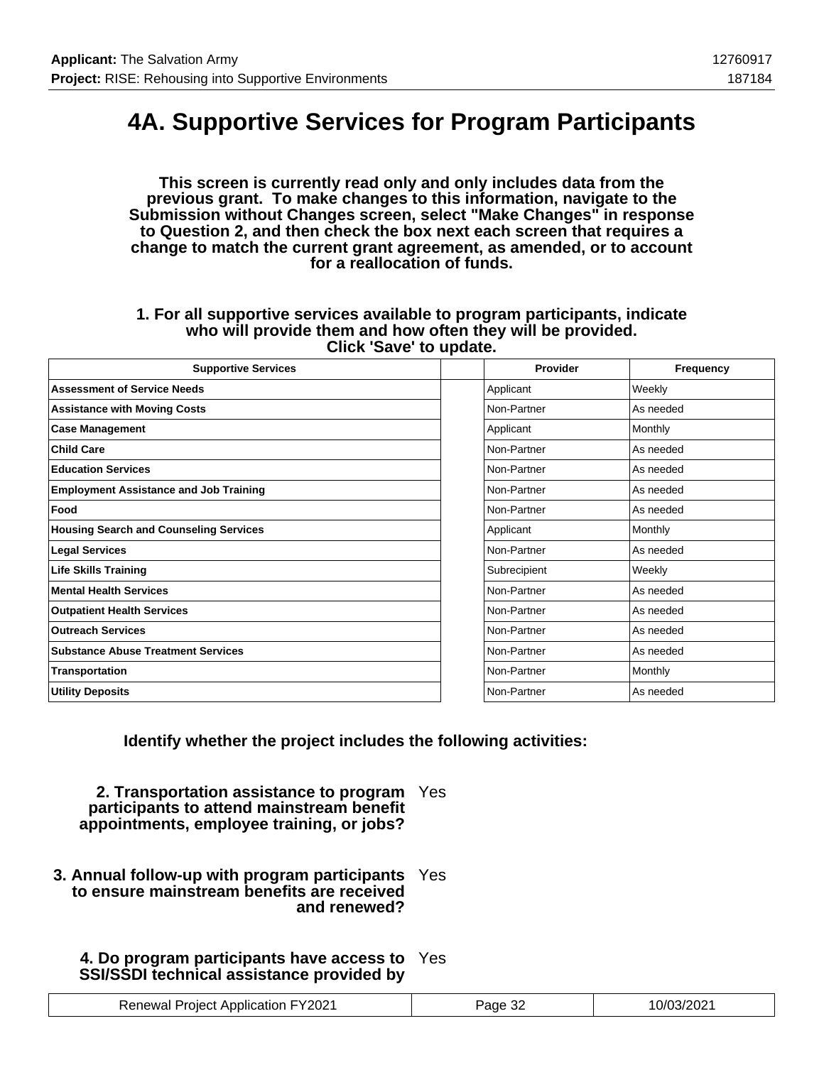# 4A. Supportive Services for Program Participants

**This screen is currently read only and only includes data from the previous grant. To make changes to this information, navigate to the Submission without Changes screen, select "Make Changes" in response to Question 2, and then check the box next each screen that requires a change to match the current grant agreement, as amended, or to account for a reallocation of funds.**

**1. For all supportive services available to program participants, indicate who will provide them and how often they will be provided. Click 'Save' to update.**

| Supportive Services | | Provider | Frequency |
|---|---|---|---|
| **Assessment of Service Needs** | | Applicant | Weekly |
| **Assistance with Moving Costs** | | Non-Partner | As needed |
| **Case Management** | | Applicant | Monthly |
| **Child Care** | | Non-Partner | As needed |
| **Education Services** | | Non-Partner | As needed |
| **Employment Assistance and Job Training** | | Non-Partner | As needed |
| **Food** | | Non-Partner | As needed |
| **Housing Search and Counseling Services** | | Applicant | Monthly |
| **Legal Services** | | Non-Partner | As needed |
| **Life Skills Training** | | Subrecipient | Weekly |
| **Mental Health Services** | | Non-Partner | As needed |
| **Outpatient Health Services** | | Non-Partner | As needed |
| **Outreach Services** | | Non-Partner | As needed |
| **Substance Abuse Treatment Services** | | Non-Partner | As needed |
| **Transportation** | | Non-Partner | Monthly |
| **Utility Deposits** | | Non-Partner | As needed |

**Identify whether the project includes the following activities:**

**2. Transportation assistance to program participants to attend mainstream benefit appointments, employee training, or jobs?** Yes

**3. Annual follow-up with program participants to ensure mainstream benefits are received and renewed?** Yes

**4. Do program participants have access to SSI/SSDI technical assistance provided by** Yes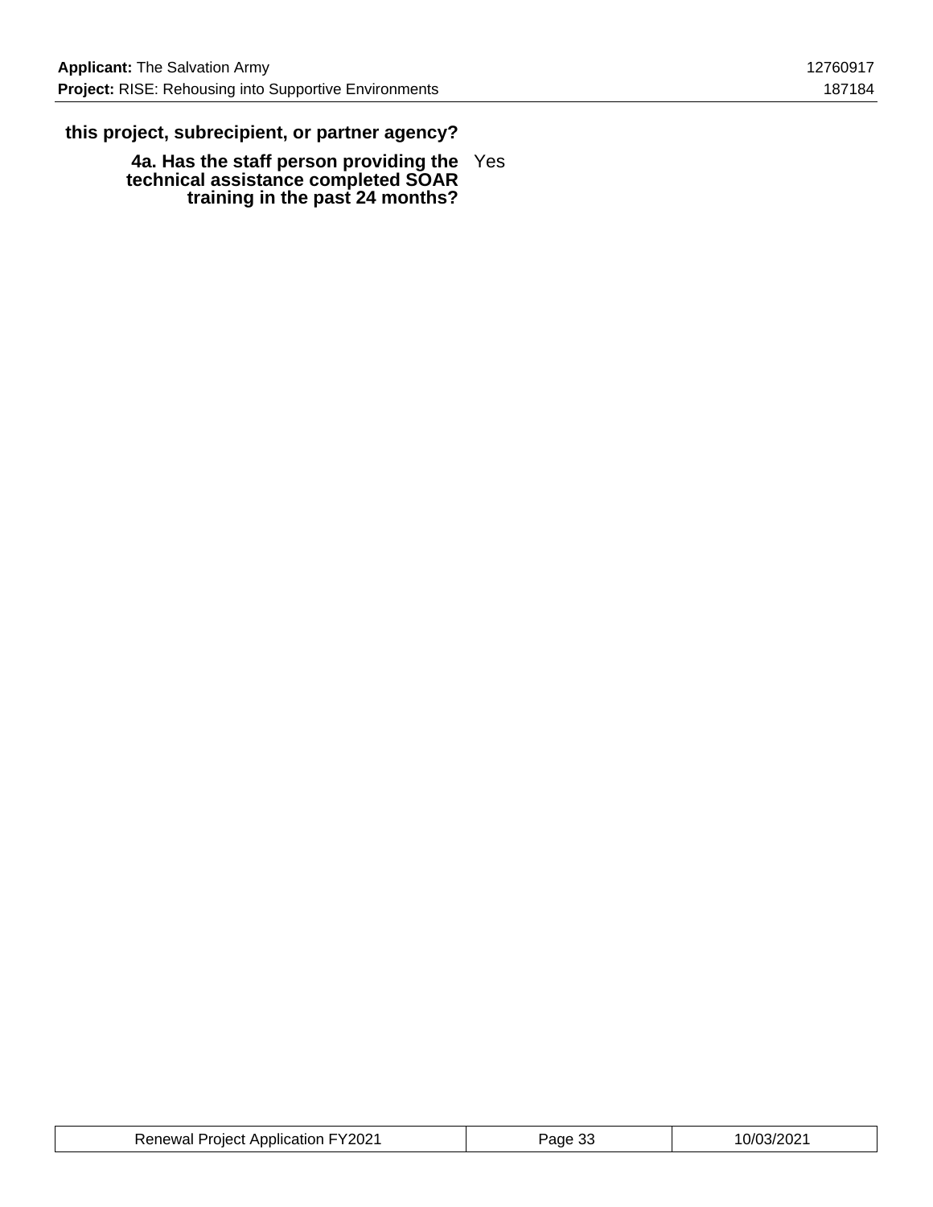**this project, subrecipient, or partner agency?**

| | |
|---|---|
| **4a. Has the staff person providing the technical assistance completed SOAR training in the past 24 months?** | Yes |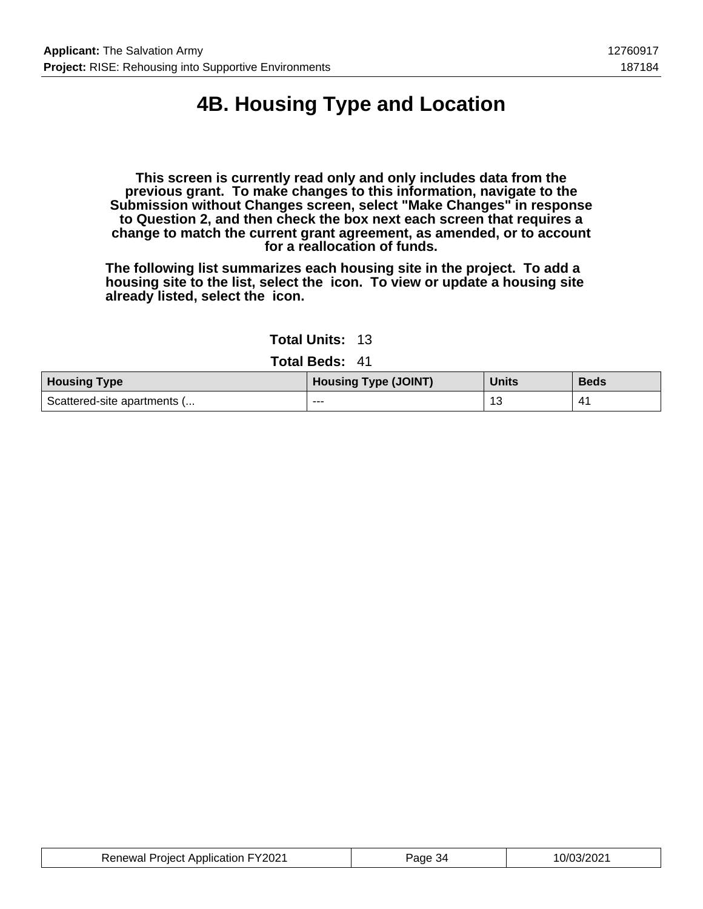# 4B. Housing Type and Location

**This screen is currently read only and only includes data from the previous grant. To make changes to this information, navigate to the Submission without Changes screen, select "Make Changes" in response to Question 2, and then check the box next each screen that requires a change to match the current grant agreement, as amended, or to account for a reallocation of funds.**

**The following list summarizes each housing site in the project. To add a housing site to the list, select the icon. To view or update a housing site already listed, select the icon.**

**Total Units:** 13

**Total Beds:** 41

| Housing Type | Housing Type (JOINT) | Units | Beds |
|---|---|---|---|
| Scattered-site apartments (... | --- | 13 | 41 |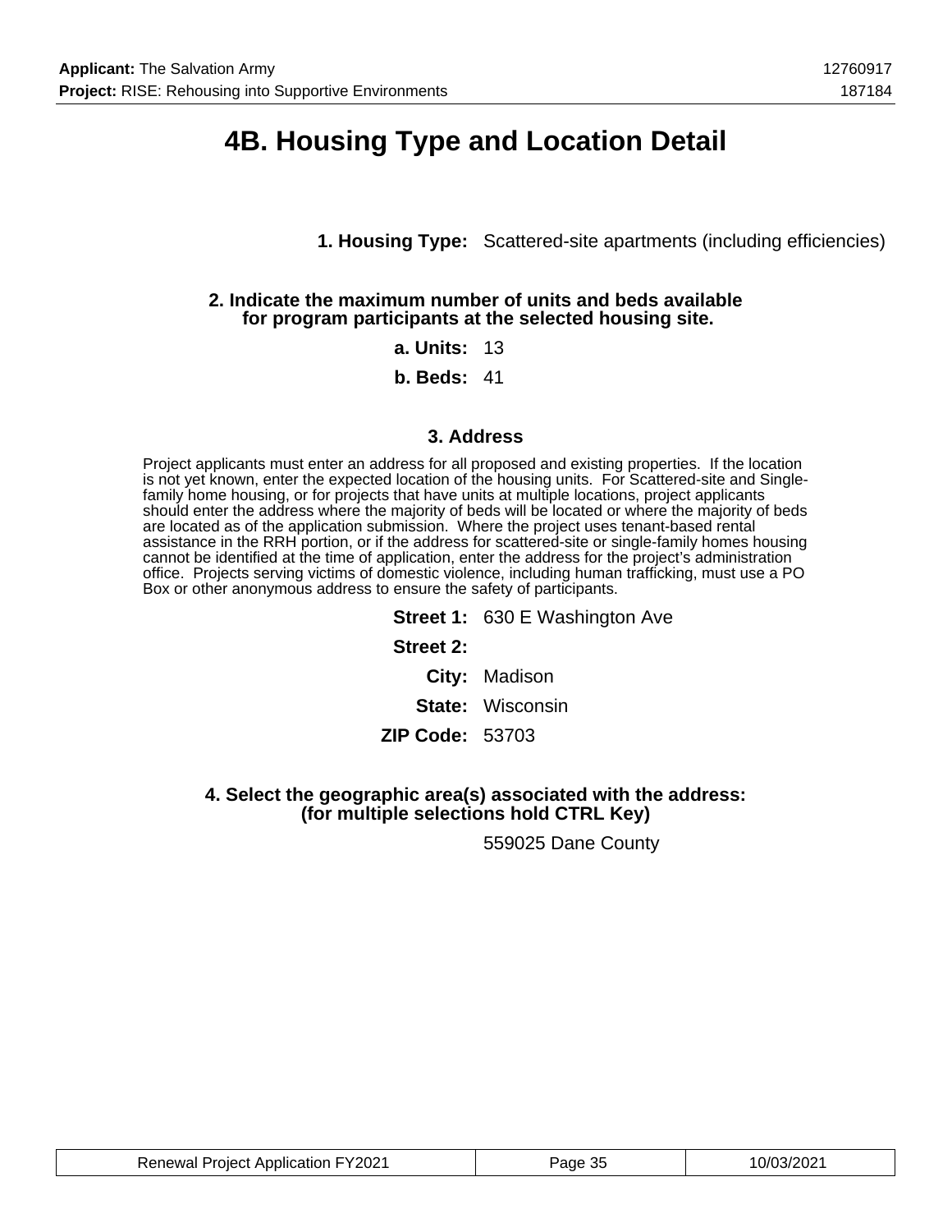# 4B. Housing Type and Location Detail

**1. Housing Type:** Scattered-site apartments (including efficiencies)

**2. Indicate the maximum number of units and beds available for program participants at the selected housing site.**

**a. Units:** 13

**b. Beds:** 41

### 3. Address

Project applicants must enter an address for all proposed and existing properties. If the location is not yet known, enter the expected location of the housing units. For Scattered-site and Single-family home housing, or for projects that have units at multiple locations, project applicants should enter the address where the majority of beds will be located or where the majority of beds are located as of the application submission. Where the project uses tenant-based rental assistance in the RRH portion, or if the address for scattered-site or single-family homes housing cannot be identified at the time of application, enter the address for the project's administration office. Projects serving victims of domestic violence, including human trafficking, must use a PO Box or other anonymous address to ensure the safety of participants.

**Street 1:** 630 E Washington Ave

**Street 2:**

**City:** Madison

**State:** Wisconsin

**ZIP Code:** 53703

**4. Select the geographic area(s) associated with the address: (for multiple selections hold CTRL Key)**

559025 Dane County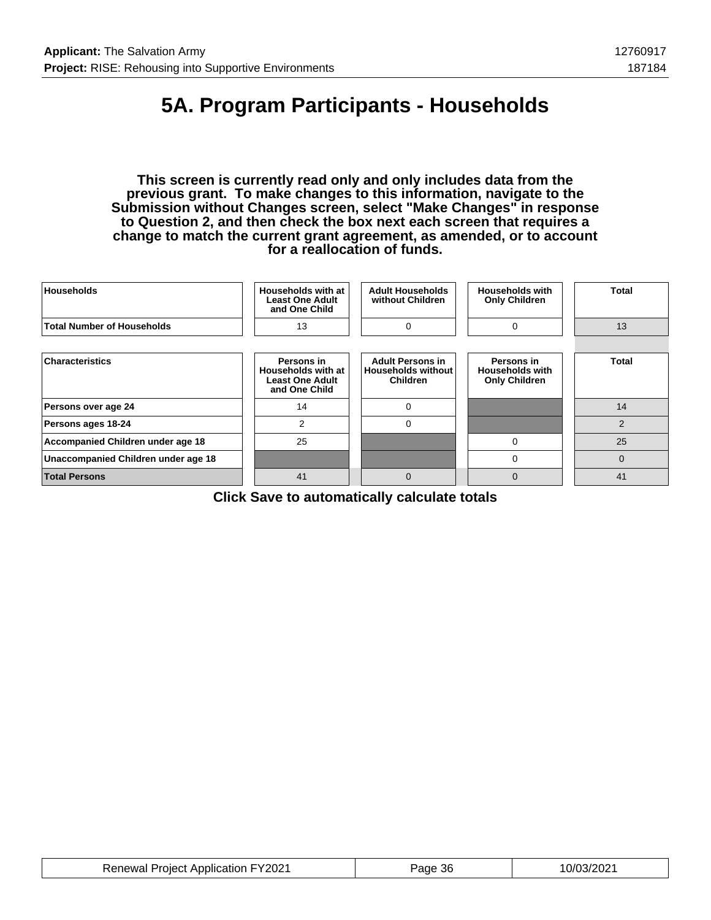# 5A. Program Participants - Households

**This screen is currently read only and only includes data from the previous grant. To make changes to this information, navigate to the Submission without Changes screen, select "Make Changes" in response to Question 2, and then check the box next each screen that requires a change to match the current grant agreement, as amended, or to account for a reallocation of funds.**

| Households | Households with at Least One Adult and One Child | Adult Households without Children | Households with Only Children | Total |
|---|---|---|---|---|
| Total Number of Households | 13 | 0 | 0 | 13 |

| Characteristics | Persons in Households with at Least One Adult and One Child | Adult Persons in Households without Children | Persons in Households with Only Children | Total |
|---|---|---|---|---|
| Persons over age 24 | 14 | 0 | | 14 |
| Persons ages 18-24 | 2 | 0 | | 2 |
| Accompanied Children under age 18 | 25 | | 0 | 25 |
| Unaccompanied Children under age 18 | | | 0 | 0 |
| **Total Persons** | 41 | 0 | 0 | 41 |

**Click Save to automatically calculate totals**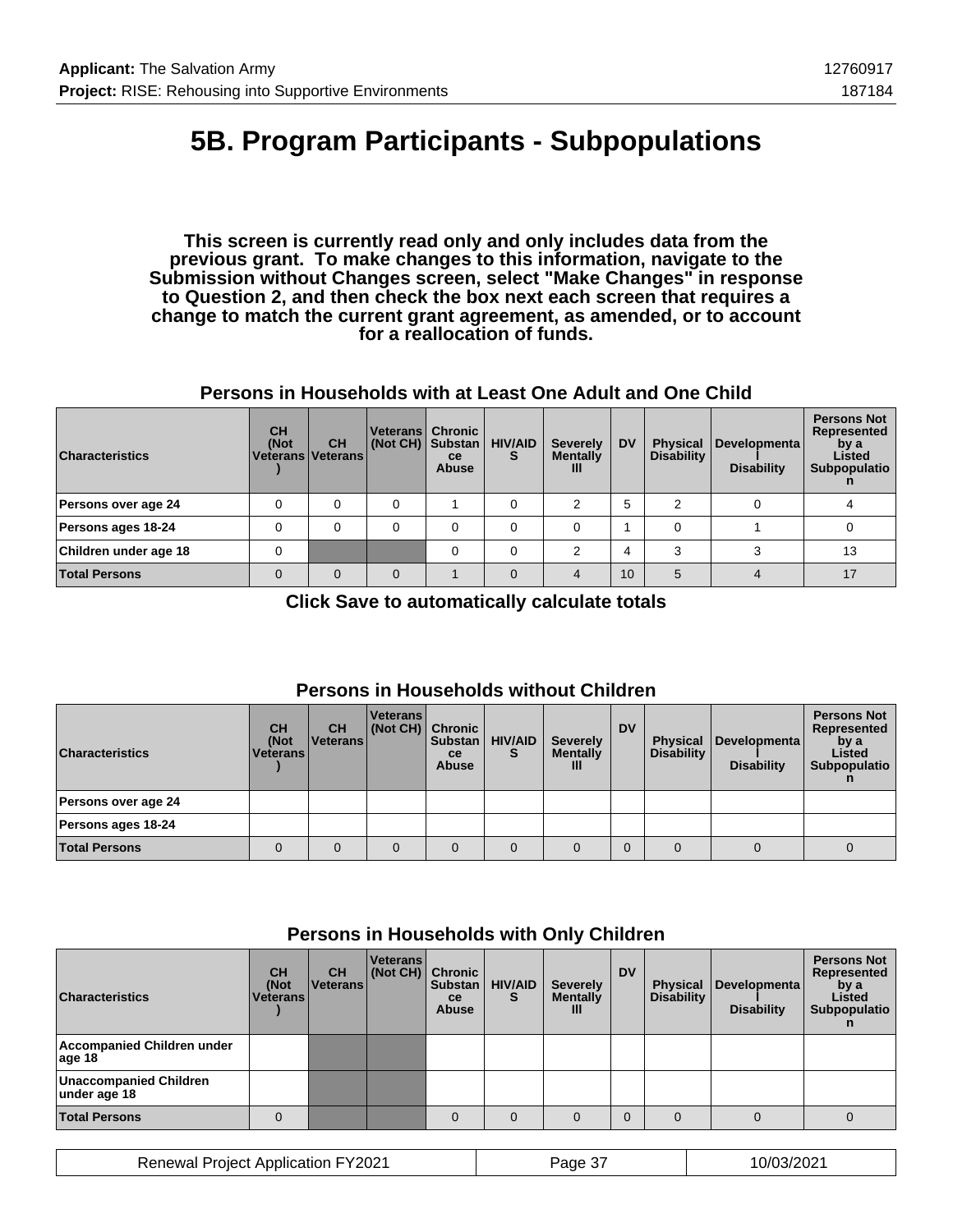# 5B. Program Participants - Subpopulations

**This screen is currently read only and only includes data from the previous grant. To make changes to this information, navigate to the Submission without Changes screen, select "Make Changes" in response to Question 2, and then check the box next each screen that requires a change to match the current grant agreement, as amended, or to account for a reallocation of funds.**

### Persons in Households with at Least One Adult and One Child

| Characteristics | CH (Not Veterans) | CH Veterans | Veterans (Not CH) | Chronic Substance Abuse | HIV/AIDS | Severely Mentally Ill | DV | Physical Disability | Developmental Disability | Persons Not Represented by a Listed Subpopulation |
|---|---|---|---|---|---|---|---|---|---|---|
| Persons over age 24 | 0 | 0 | 0 | 1 | 0 | 2 | 5 | 2 | 0 | 4 |
| Persons ages 18-24 | 0 | 0 | 0 | 0 | 0 | 0 | 1 | 0 | 1 | 0 |
| Children under age 18 | 0 | | | 0 | 0 | 2 | 4 | 3 | 3 | 13 |
| Total Persons | 0 | 0 | 0 | 1 | 0 | 4 | 10 | 5 | 4 | 17 |

**Click Save to automatically calculate totals**

### Persons in Households without Children

| Characteristics | CH (Not Veterans) | CH Veterans | Veterans (Not CH) | Chronic Substance Abuse | HIV/AIDS | Severely Mentally Ill | DV | Physical Disability | Developmental Disability | Persons Not Represented by a Listed Subpopulation |
|---|---|---|---|---|---|---|---|---|---|---|
| Persons over age 24 | | | | | | | | | | |
| Persons ages 18-24 | | | | | | | | | | |
| Total Persons | 0 | 0 | 0 | 0 | 0 | 0 | 0 | 0 | 0 | 0 |

### Persons in Households with Only Children

| Characteristics | CH (Not Veterans) | CH Veterans | Veterans (Not CH) | Chronic Substance Abuse | HIV/AIDS | Severely Mentally Ill | DV | Physical Disability | Developmental Disability | Persons Not Represented by a Listed Subpopulation |
|---|---|---|---|---|---|---|---|---|---|---|
| Accompanied Children under age 18 | | | | | | | | | | |
| Unaccompanied Children under age 18 | | | | | | | | | | |
| Total Persons | 0 | | | 0 | 0 | 0 | 0 | 0 | 0 | 0 |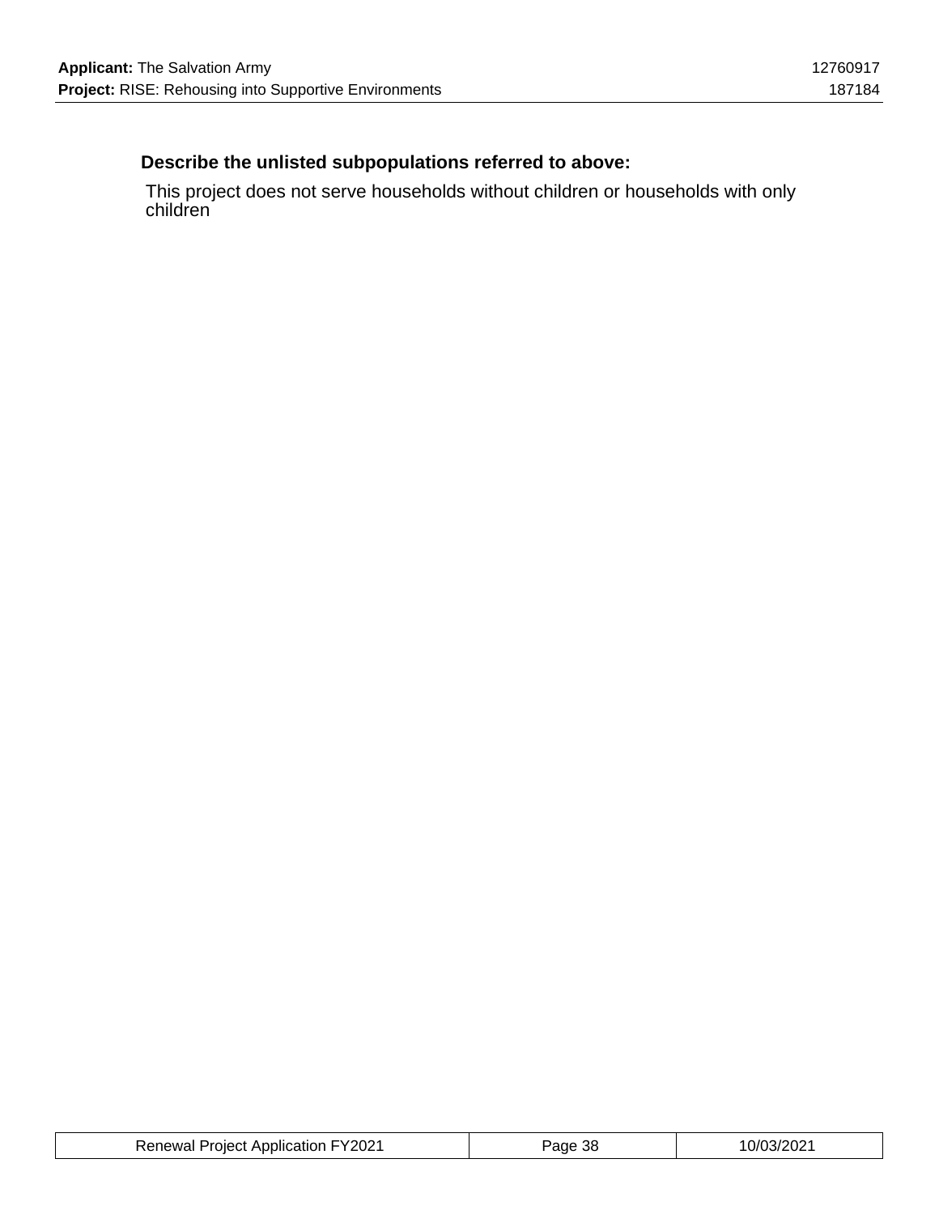### Describe the unlisted subpopulations referred to above:

This project does not serve households without children or households with only children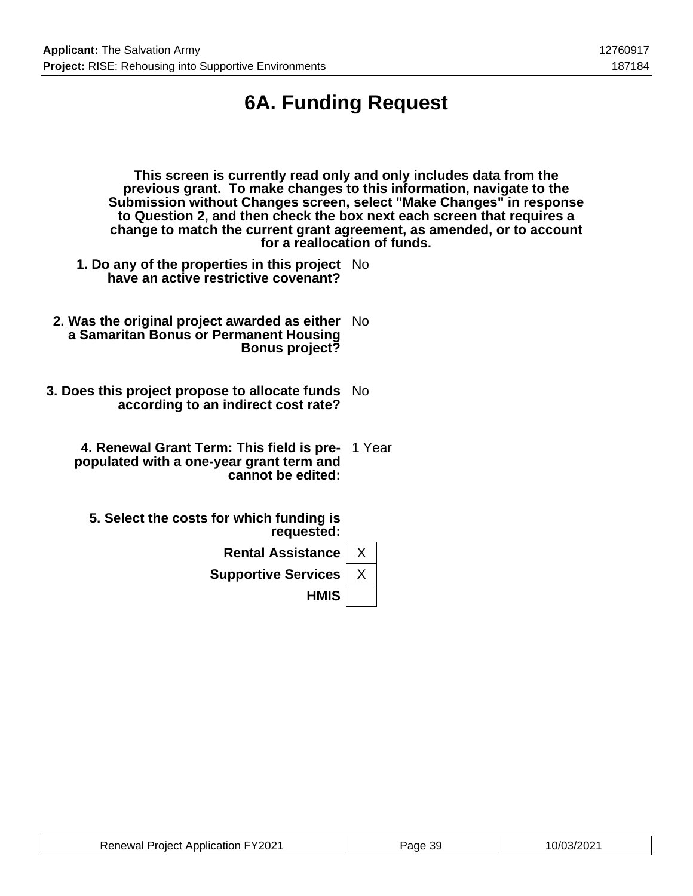# 6A. Funding Request

**This screen is currently read only and only includes data from the previous grant. To make changes to this information, navigate to the Submission without Changes screen, select "Make Changes" in response to Question 2, and then check the box next each screen that requires a change to match the current grant agreement, as amended, or to account for a reallocation of funds.**

**1. Do any of the properties in this project have an active restrictive covenant?** No

**2. Was the original project awarded as either a Samaritan Bonus or Permanent Housing Bonus project?** No

**3. Does this project propose to allocate funds according to an indirect cost rate?** No

**4. Renewal Grant Term: This field is pre-populated with a one-year grant term and cannot be edited:** 1 Year

**5. Select the costs for which funding is requested:**

| | |
|---|---|
| **Rental Assistance** | X |
| **Supportive Services** | X |
| **HMIS** | |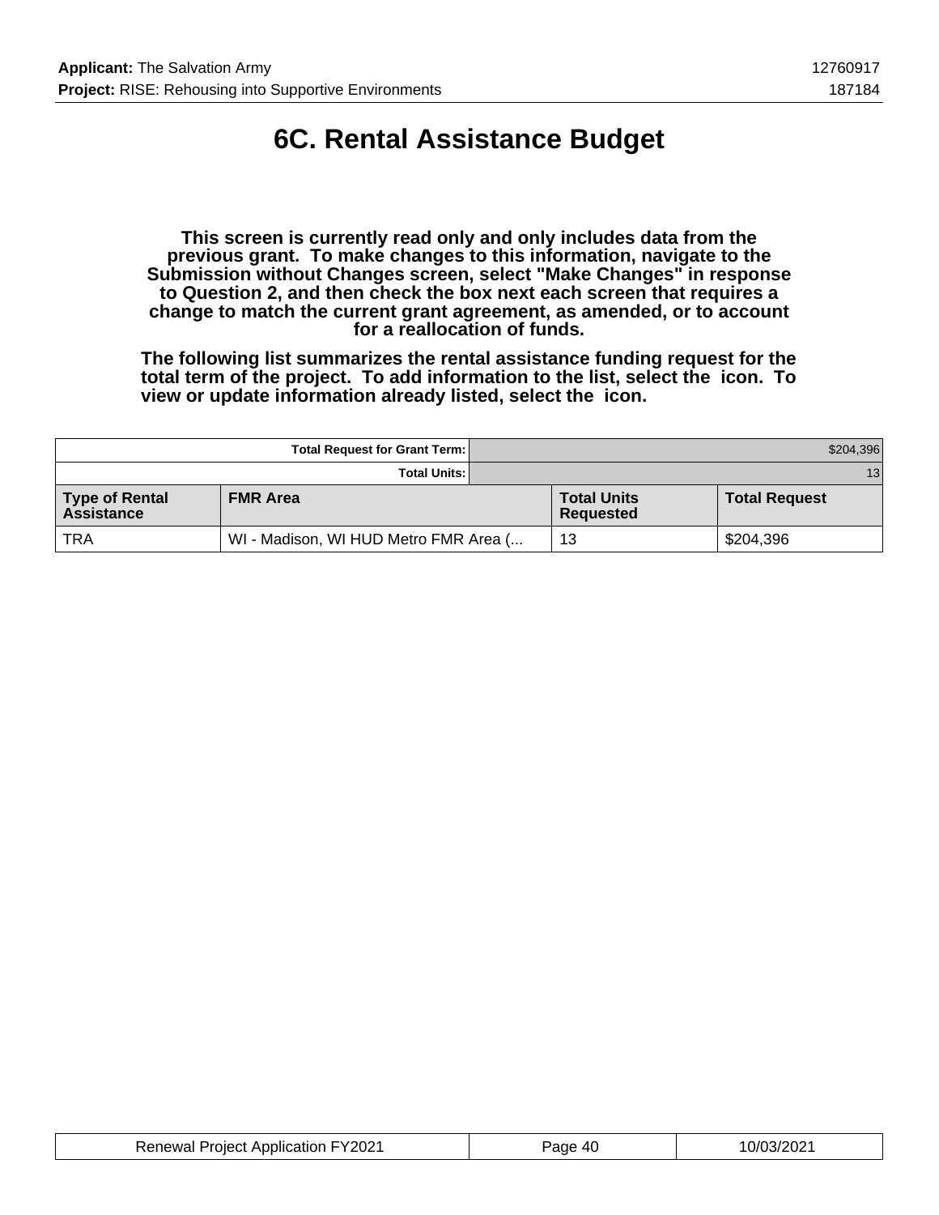# 6C. Rental Assistance Budget

**This screen is currently read only and only includes data from the previous grant. To make changes to this information, navigate to the Submission without Changes screen, select "Make Changes" in response to Question 2, and then check the box next each screen that requires a change to match the current grant agreement, as amended, or to account for a reallocation of funds.**

**The following list summarizes the rental assistance funding request for the total term of the project. To add information to the list, select the icon. To view or update information already listed, select the icon.**

| Total Request for Grant Term: | | $204,396 | |
|---|---|---|---|
| **Total Units:** | | 13 | |
| **Type of Rental Assistance** | **FMR Area** | **Total Units Requested** | **Total Request** |
| TRA | WI - Madison, WI HUD Metro FMR Area (... | 13 | $204,396 |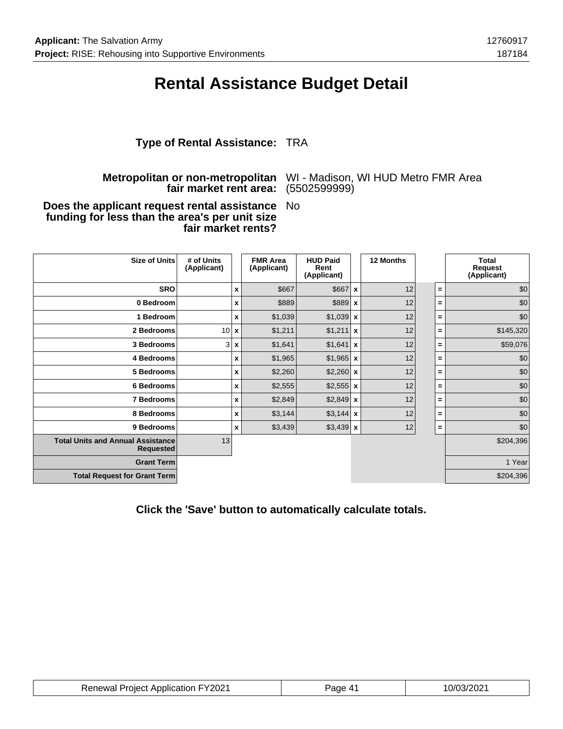# Rental Assistance Budget Detail

**Type of Rental Assistance:** TRA

**Metropolitan or non-metropolitan fair market rent area:** WI - Madison, WI HUD Metro FMR Area (5502599999)

**Does the applicant request rental assistance funding for less than the area's per unit size fair market rents?** No

| Size of Units | # of Units (Applicant) | | FMR Area (Applicant) | HUD Paid Rent (Applicant) | | 12 Months | | Total Request (Applicant) |
|---|---|---|---|---|---|---|---|---|
| SRO | | x | $667 | $667 | x | 12 | = | $0 |
| 0 Bedroom | | x | $889 | $889 | x | 12 | = | $0 |
| 1 Bedroom | | x | $1,039 | $1,039 | x | 12 | = | $0 |
| 2 Bedrooms | 10 | x | $1,211 | $1,211 | x | 12 | = | $145,320 |
| 3 Bedrooms | 3 | x | $1,641 | $1,641 | x | 12 | = | $59,076 |
| 4 Bedrooms | | x | $1,965 | $1,965 | x | 12 | = | $0 |
| 5 Bedrooms | | x | $2,260 | $2,260 | x | 12 | = | $0 |
| 6 Bedrooms | | x | $2,555 | $2,555 | x | 12 | = | $0 |
| 7 Bedrooms | | x | $2,849 | $2,849 | x | 12 | = | $0 |
| 8 Bedrooms | | x | $3,144 | $3,144 | x | 12 | = | $0 |
| 9 Bedrooms | | x | $3,439 | $3,439 | x | 12 | = | $0 |
| Total Units and Annual Assistance Requested | 13 | | | | | | | $204,396 |
| Grant Term | | | | | | | | 1 Year |
| Total Request for Grant Term | | | | | | | | $204,396 |

**Click the 'Save' button to automatically calculate totals.**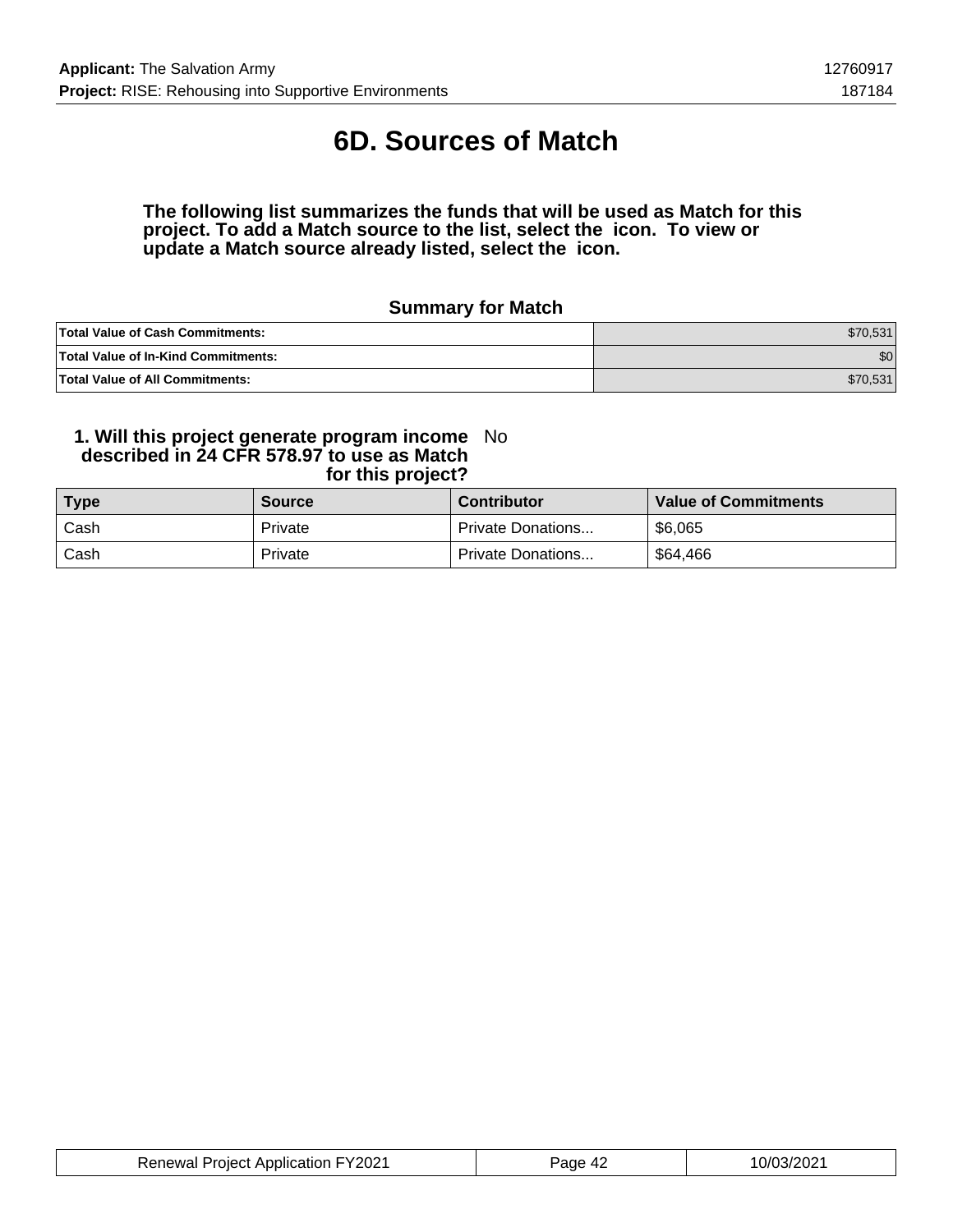# 6D. Sources of Match

**The following list summarizes the funds that will be used as Match for this project. To add a Match source to the list, select the icon. To view or update a Match source already listed, select the icon.**

### Summary for Match

| | |
|---|---:|
| **Total Value of Cash Commitments:** | $70,531 |
| **Total Value of In-Kind Commitments:** | $0 |
| **Total Value of All Commitments:** | $70,531 |

**1. Will this project generate program income described in 24 CFR 578.97 to use as Match for this project?** No

| Type | Source | Contributor | Value of Commitments |
|---|---|---|---|
| Cash | Private | Private Donations... | $6,065 |
| Cash | Private | Private Donations... | $64,466 |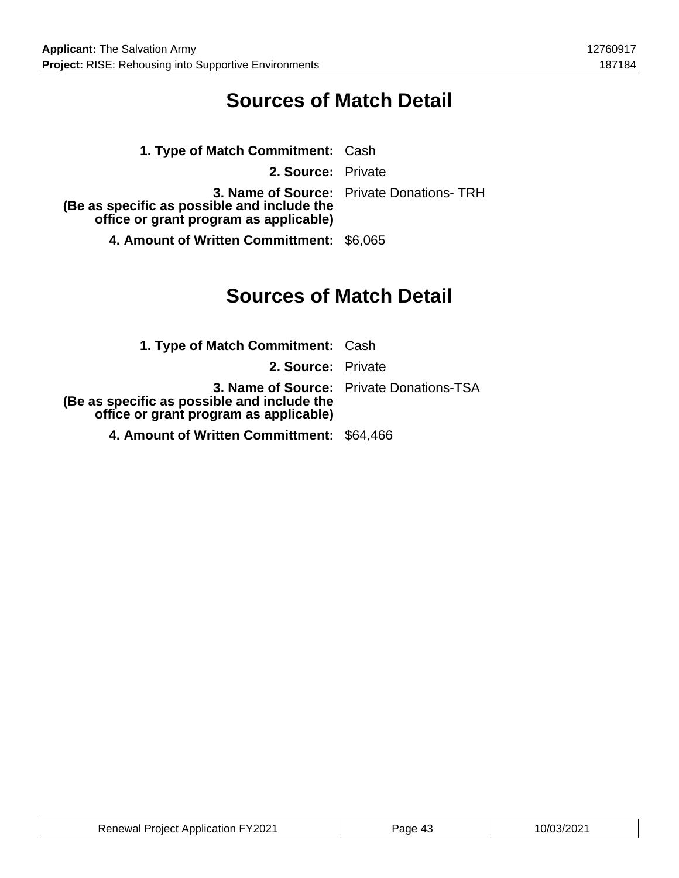# Sources of Match Detail

**1. Type of Match Commitment:** Cash

**2. Source:** Private

**3. Name of Source:** Private Donations- TRH
**(Be as specific as possible and include the office or grant program as applicable)**

**4. Amount of Written Committment:** $6,065

# Sources of Match Detail

**1. Type of Match Commitment:** Cash

**2. Source:** Private

**3. Name of Source:** Private Donations-TSA
**(Be as specific as possible and include the office or grant program as applicable)**

**4. Amount of Written Committment:** $64,466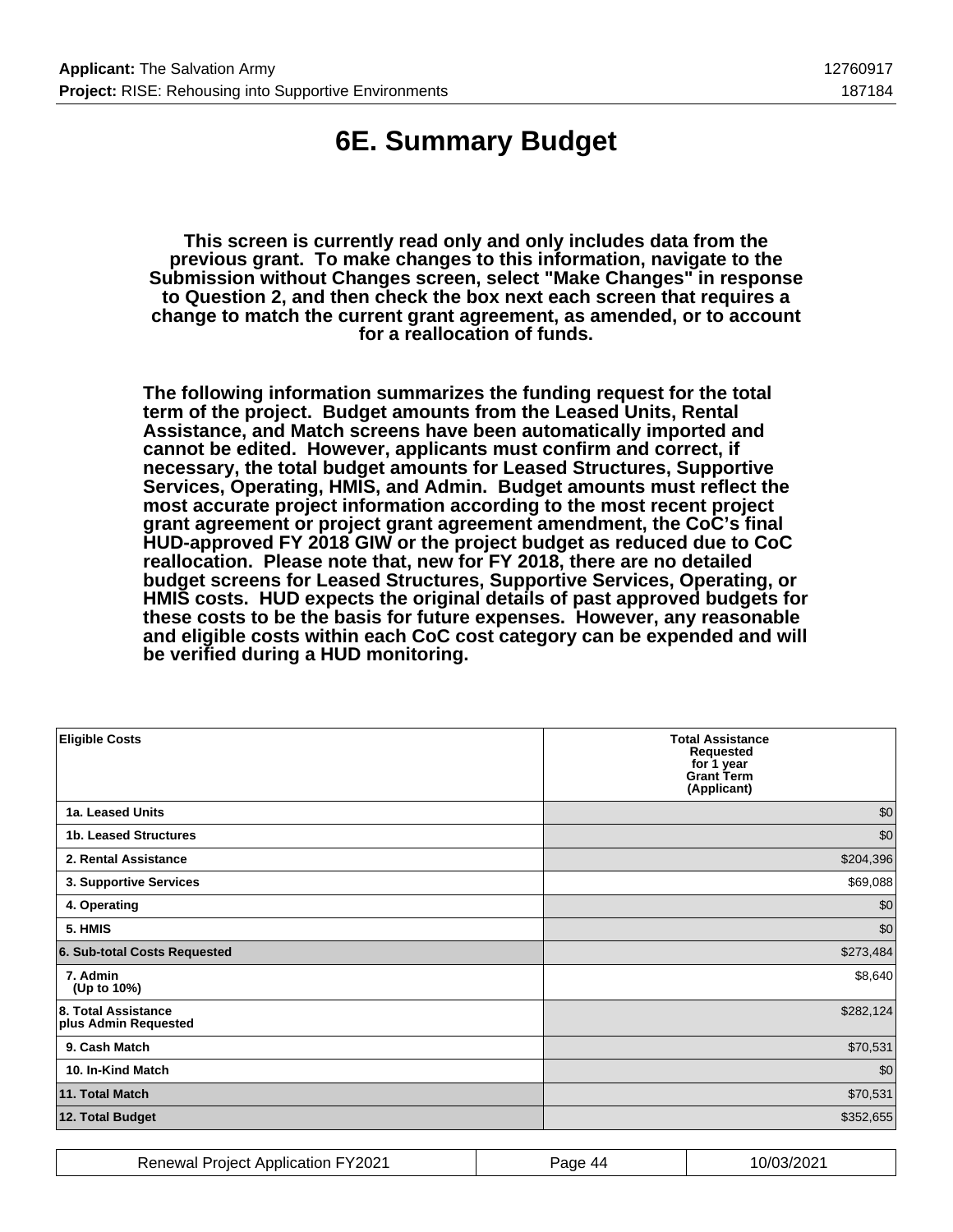# 6E. Summary Budget

**This screen is currently read only and only includes data from the previous grant. To make changes to this information, navigate to the Submission without Changes screen, select "Make Changes" in response to Question 2, and then check the box next each screen that requires a change to match the current grant agreement, as amended, or to account for a reallocation of funds.**

**The following information summarizes the funding request for the total term of the project. Budget amounts from the Leased Units, Rental Assistance, and Match screens have been automatically imported and cannot be edited. However, applicants must confirm and correct, if necessary, the total budget amounts for Leased Structures, Supportive Services, Operating, HMIS, and Admin. Budget amounts must reflect the most accurate project information according to the most recent project grant agreement or project grant agreement amendment, the CoC's final HUD-approved FY 2018 GIW or the project budget as reduced due to CoC reallocation. Please note that, new for FY 2018, there are no detailed budget screens for Leased Structures, Supportive Services, Operating, or HMIS costs. HUD expects the original details of past approved budgets for these costs to be the basis for future expenses. However, any reasonable and eligible costs within each CoC cost category can be expended and will be verified during a HUD monitoring.**

| Eligible Costs | Total Assistance Requested for 1 year Grant Term (Applicant) |
|---|---|
| 1a. Leased Units | $0 |
| 1b. Leased Structures | $0 |
| 2. Rental Assistance | $204,396 |
| 3. Supportive Services | $69,088 |
| 4. Operating | $0 |
| 5. HMIS | $0 |
| 6. Sub-total Costs Requested | $273,484 |
| 7. Admin (Up to 10%) | $8,640 |
| 8. Total Assistance plus Admin Requested | $282,124 |
| 9. Cash Match | $70,531 |
| 10. In-Kind Match | $0 |
| 11. Total Match | $70,531 |
| 12. Total Budget | $352,655 |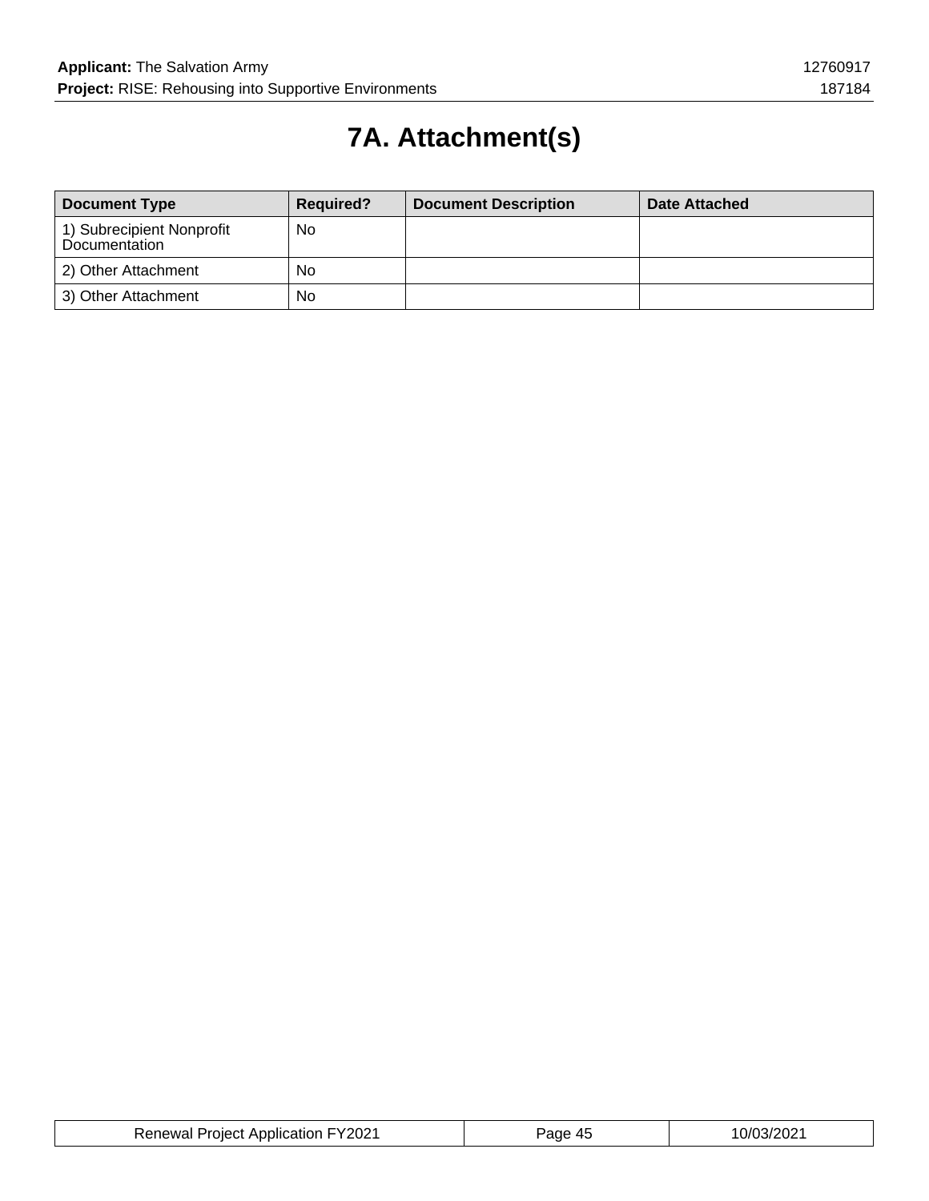# 7A. Attachment(s)

| Document Type | Required? | Document Description | Date Attached |
|---|---|---|---|
| 1) Subrecipient Nonprofit Documentation | No | | |
| 2) Other Attachment | No | | |
| 3) Other Attachment | No | | |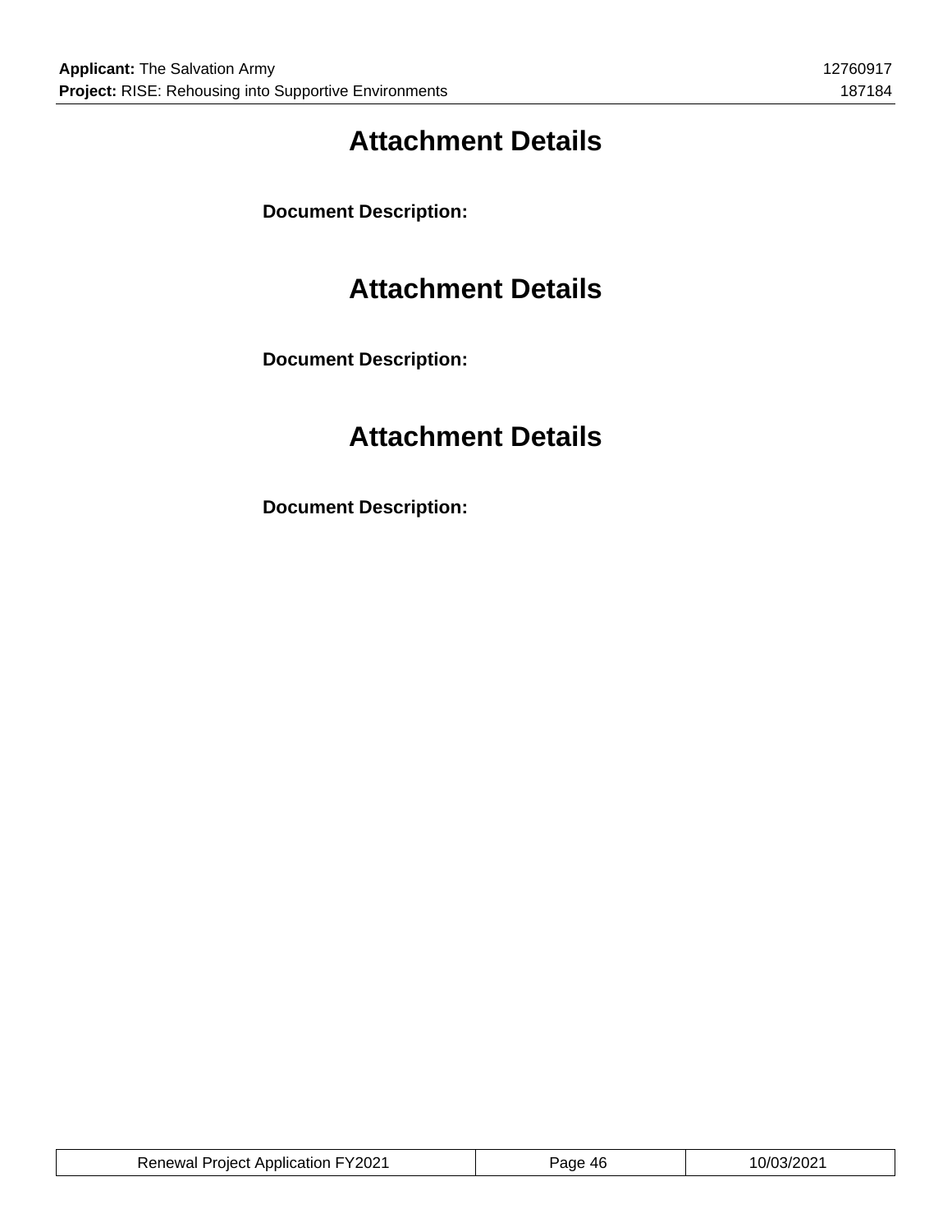# Attachment Details

**Document Description:**

# Attachment Details

**Document Description:**

# Attachment Details

**Document Description:**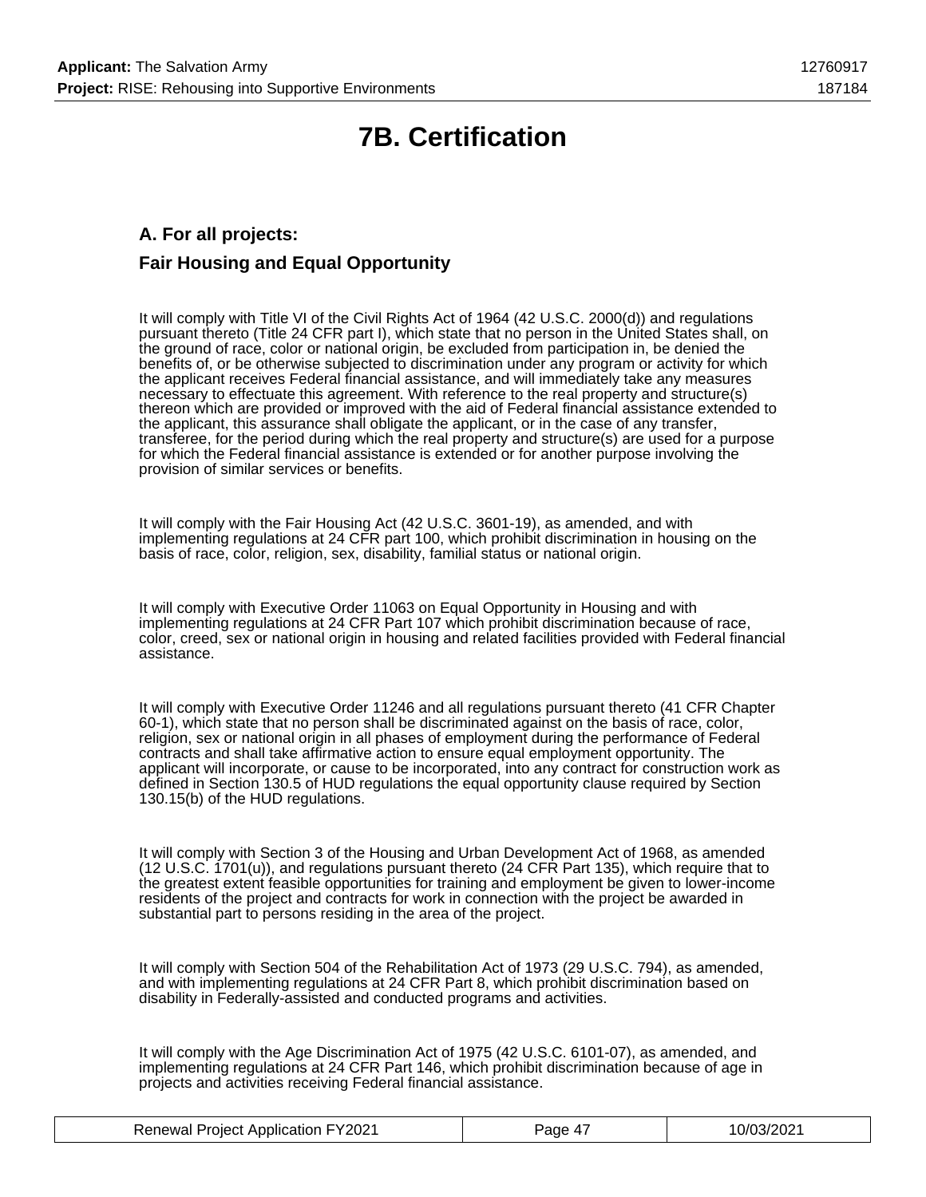# 7B. Certification

## A. For all projects:

## Fair Housing and Equal Opportunity

It will comply with Title VI of the Civil Rights Act of 1964 (42 U.S.C. 2000(d)) and regulations pursuant thereto (Title 24 CFR part I), which state that no person in the United States shall, on the ground of race, color or national origin, be excluded from participation in, be denied the benefits of, or be otherwise subjected to discrimination under any program or activity for which the applicant receives Federal financial assistance, and will immediately take any measures necessary to effectuate this agreement. With reference to the real property and structure(s) thereon which are provided or improved with the aid of Federal financial assistance extended to the applicant, this assurance shall obligate the applicant, or in the case of any transfer, transferee, for the period during which the real property and structure(s) are used for a purpose for which the Federal financial assistance is extended or for another purpose involving the provision of similar services or benefits.

It will comply with the Fair Housing Act (42 U.S.C. 3601-19), as amended, and with implementing regulations at 24 CFR part 100, which prohibit discrimination in housing on the basis of race, color, religion, sex, disability, familial status or national origin.

It will comply with Executive Order 11063 on Equal Opportunity in Housing and with implementing regulations at 24 CFR Part 107 which prohibit discrimination because of race, color, creed, sex or national origin in housing and related facilities provided with Federal financial assistance.

It will comply with Executive Order 11246 and all regulations pursuant thereto (41 CFR Chapter 60-1), which state that no person shall be discriminated against on the basis of race, color, religion, sex or national origin in all phases of employment during the performance of Federal contracts and shall take affirmative action to ensure equal employment opportunity. The applicant will incorporate, or cause to be incorporated, into any contract for construction work as defined in Section 130.5 of HUD regulations the equal opportunity clause required by Section 130.15(b) of the HUD regulations.

It will comply with Section 3 of the Housing and Urban Development Act of 1968, as amended (12 U.S.C. 1701(u)), and regulations pursuant thereto (24 CFR Part 135), which require that to the greatest extent feasible opportunities for training and employment be given to lower-income residents of the project and contracts for work in connection with the project be awarded in substantial part to persons residing in the area of the project.

It will comply with Section 504 of the Rehabilitation Act of 1973 (29 U.S.C. 794), as amended, and with implementing regulations at 24 CFR Part 8, which prohibit discrimination based on disability in Federally-assisted and conducted programs and activities.

It will comply with the Age Discrimination Act of 1975 (42 U.S.C. 6101-07), as amended, and implementing regulations at 24 CFR Part 146, which prohibit discrimination because of age in projects and activities receiving Federal financial assistance.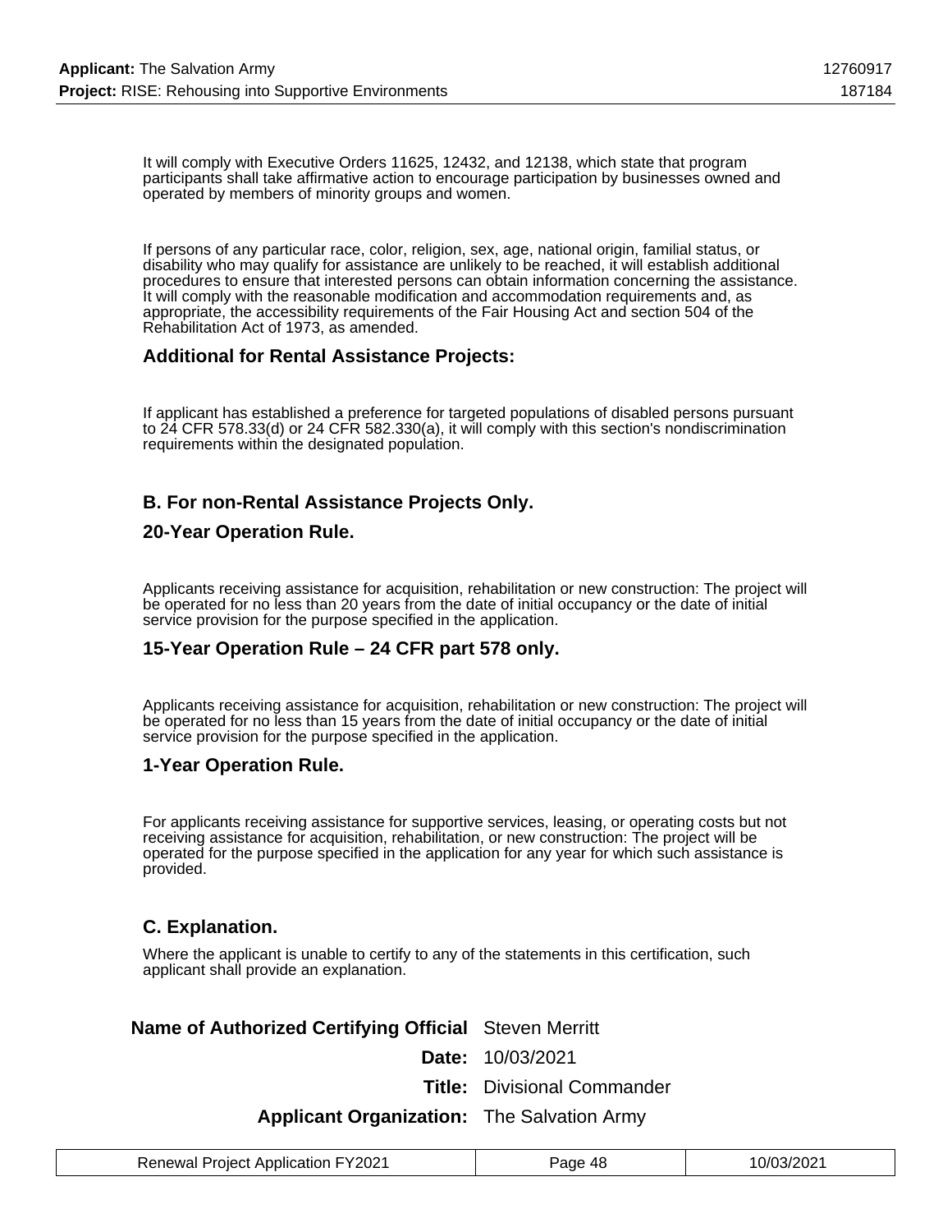It will comply with Executive Orders 11625, 12432, and 12138, which state that program participants shall take affirmative action to encourage participation by businesses owned and operated by members of minority groups and women.

If persons of any particular race, color, religion, sex, age, national origin, familial status, or disability who may qualify for assistance are unlikely to be reached, it will establish additional procedures to ensure that interested persons can obtain information concerning the assistance. It will comply with the reasonable modification and accommodation requirements and, as appropriate, the accessibility requirements of the Fair Housing Act and section 504 of the Rehabilitation Act of 1973, as amended.

### Additional for Rental Assistance Projects:

If applicant has established a preference for targeted populations of disabled persons pursuant to 24 CFR 578.33(d) or 24 CFR 582.330(a), it will comply with this section's nondiscrimination requirements within the designated population.

### B. For non-Rental Assistance Projects Only.

### 20-Year Operation Rule.

Applicants receiving assistance for acquisition, rehabilitation or new construction: The project will be operated for no less than 20 years from the date of initial occupancy or the date of initial service provision for the purpose specified in the application.

### 15-Year Operation Rule – 24 CFR part 578 only.

Applicants receiving assistance for acquisition, rehabilitation or new construction: The project will be operated for no less than 15 years from the date of initial occupancy or the date of initial service provision for the purpose specified in the application.

### 1-Year Operation Rule.

For applicants receiving assistance for supportive services, leasing, or operating costs but not receiving assistance for acquisition, rehabilitation, or new construction: The project will be operated for the purpose specified in the application for any year for which such assistance is provided.

### C. Explanation.

Where the applicant is unable to certify to any of the statements in this certification, such applicant shall provide an explanation.

**Name of Authorized Certifying Official** Steven Merritt

**Date:** 10/03/2021

**Title:** Divisional Commander

**Applicant Organization:** The Salvation Army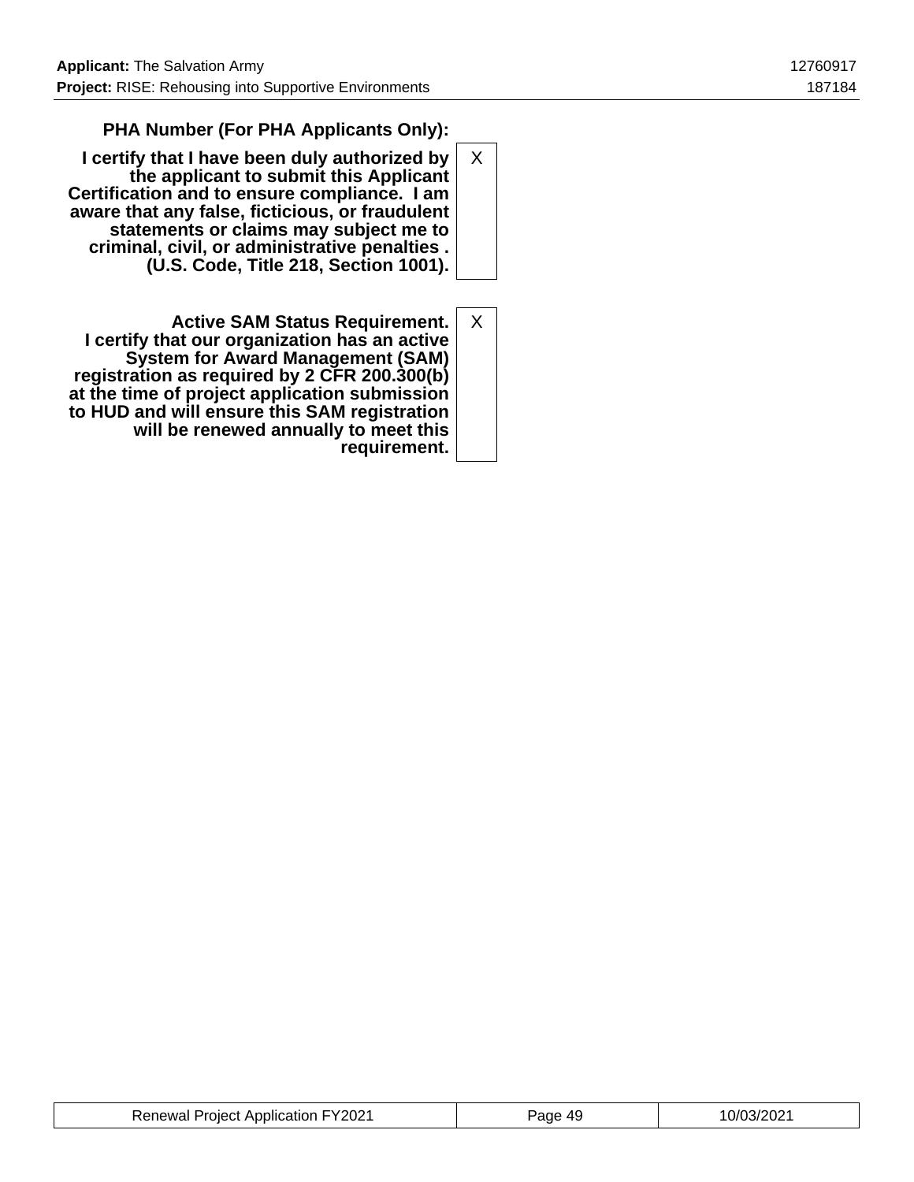**PHA Number (For PHA Applicants Only):**

| | |
|---|---|
| **I certify that I have been duly authorized by the applicant to submit this Applicant Certification and to ensure compliance. I am aware that any false, ficticious, or fraudulent statements or claims may subject me to criminal, civil, or administrative penalties . (U.S. Code, Title 218, Section 1001).** | X |
| **Active SAM Status Requirement. I certify that our organization has an active System for Award Management (SAM) registration as required by 2 CFR 200.300(b) at the time of project application submission to HUD and will ensure this SAM registration will be renewed annually to meet this requirement.** | X |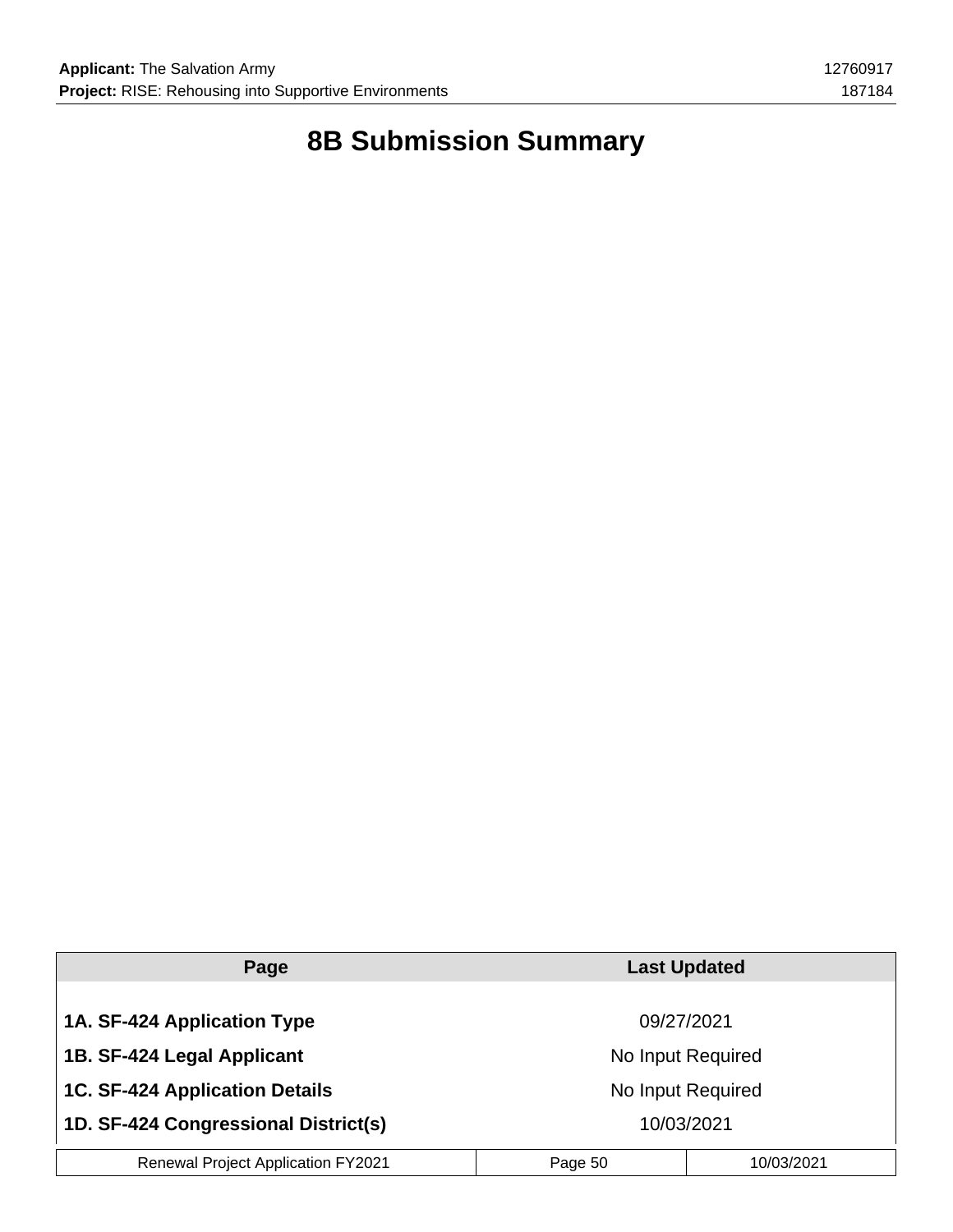# 8B Submission Summary

| Page | Last Updated |
| --- | --- |
| **1A. SF-424 Application Type** | 09/27/2021 |
| **1B. SF-424 Legal Applicant** | No Input Required |
| **1C. SF-424 Application Details** | No Input Required |
| **1D. SF-424 Congressional District(s)** | 10/03/2021 |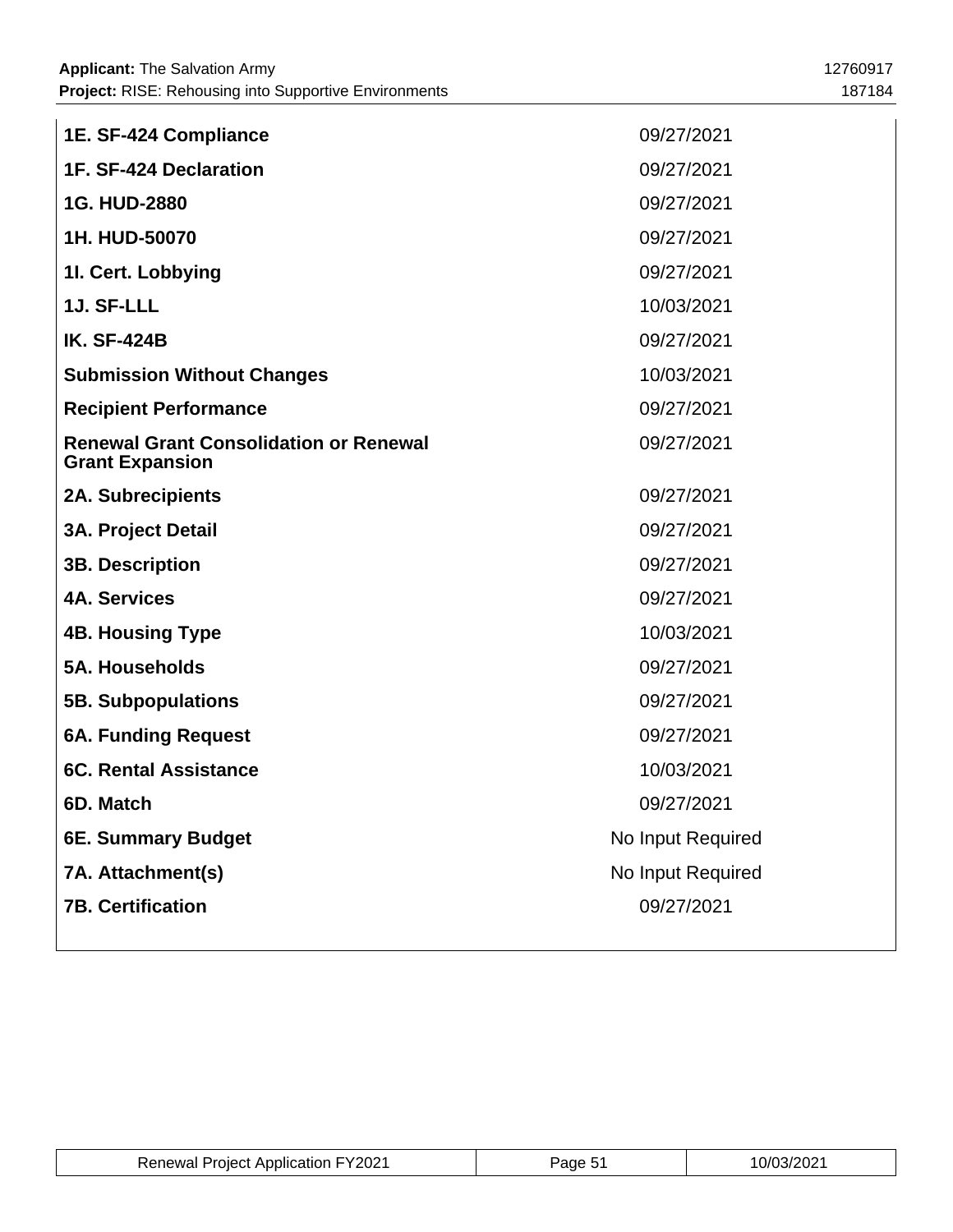| | |
|---|---|
| **1E. SF-424 Compliance** | 09/27/2021 |
| **1F. SF-424 Declaration** | 09/27/2021 |
| **1G. HUD-2880** | 09/27/2021 |
| **1H. HUD-50070** | 09/27/2021 |
| **1I. Cert. Lobbying** | 09/27/2021 |
| **1J. SF-LLL** | 10/03/2021 |
| **IK. SF-424B** | 09/27/2021 |
| **Submission Without Changes** | 10/03/2021 |
| **Recipient Performance** | 09/27/2021 |
| **Renewal Grant Consolidation or Renewal Grant Expansion** | 09/27/2021 |
| **2A. Subrecipients** | 09/27/2021 |
| **3A. Project Detail** | 09/27/2021 |
| **3B. Description** | 09/27/2021 |
| **4A. Services** | 09/27/2021 |
| **4B. Housing Type** | 10/03/2021 |
| **5A. Households** | 09/27/2021 |
| **5B. Subpopulations** | 09/27/2021 |
| **6A. Funding Request** | 09/27/2021 |
| **6C. Rental Assistance** | 10/03/2021 |
| **6D. Match** | 09/27/2021 |
| **6E. Summary Budget** | No Input Required |
| **7A. Attachment(s)** | No Input Required |
| **7B. Certification** | 09/27/2021 |